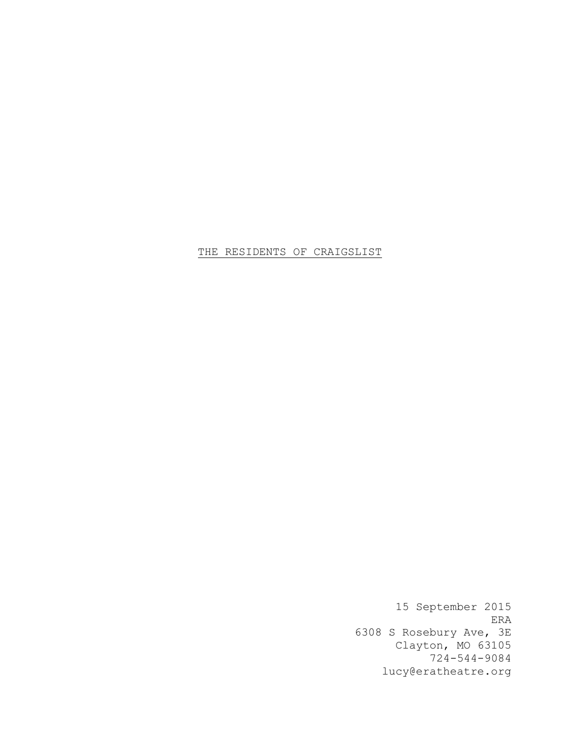<u>THE RESIDENTS OF CRAIGSLIST</u>

15 September 2015
ERA
6308 S Rosebury Ave, 3E
Clayton, MO 63105
724-544-9084
lucy@eratheatre.org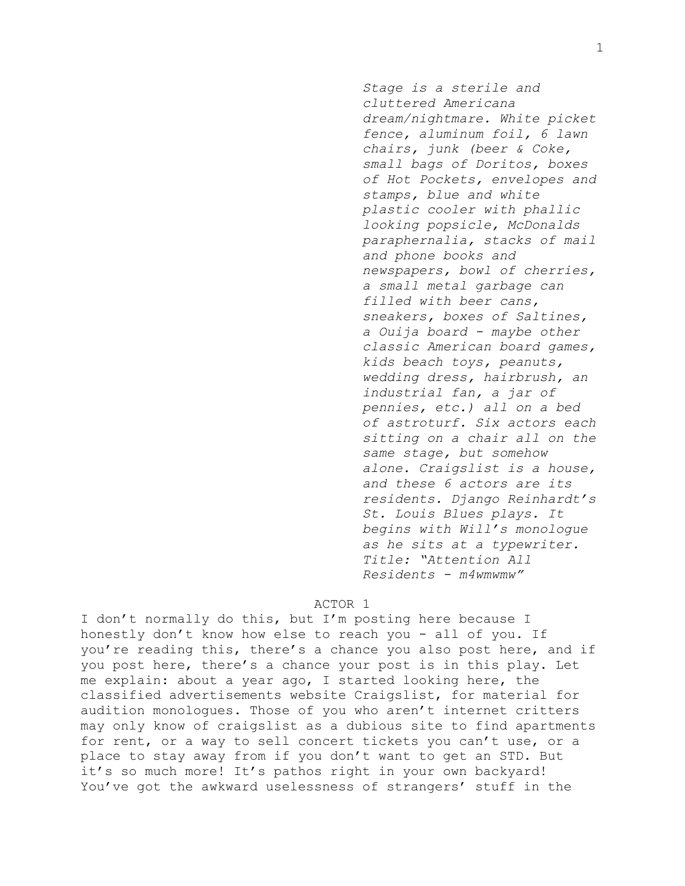*Stage is a sterile and cluttered Americana dream/nightmare. White picket fence, aluminum foil, 6 lawn chairs, junk (beer & Coke, small bags of Doritos, boxes of Hot Pockets, envelopes and stamps, blue and white plastic cooler with phallic looking popsicle, McDonalds paraphernalia, stacks of mail and phone books and newspapers, bowl of cherries, a small metal garbage can filled with beer cans, sneakers, boxes of Saltines, a Ouija board - maybe other classic American board games, kids beach toys, peanuts, wedding dress, hairbrush, an industrial fan, a jar of pennies, etc.) all on a bed of astroturf. Six actors each sitting on a chair all on the same stage, but somehow alone. Craigslist is a house, and these 6 actors are its residents. Django Reinhardt's St. Louis Blues plays. It begins with Will's monologue as he sits at a typewriter. Title: "Attention All Residents - m4wmwmw"*

ACTOR 1

I don't normally do this, but I'm posting here because I honestly don't know how else to reach you - all of you. If you're reading this, there's a chance you also post here, and if you post here, there's a chance your post is in this play. Let me explain: about a year ago, I started looking here, the classified advertisements website Craigslist, for material for audition monologues. Those of you who aren't internet critters may only know of craigslist as a dubious site to find apartments for rent, or a way to sell concert tickets you can't use, or a place to stay away from if you don't want to get an STD. But it's so much more! It's pathos right in your own backyard! You've got the awkward uselessness of strangers' stuff in the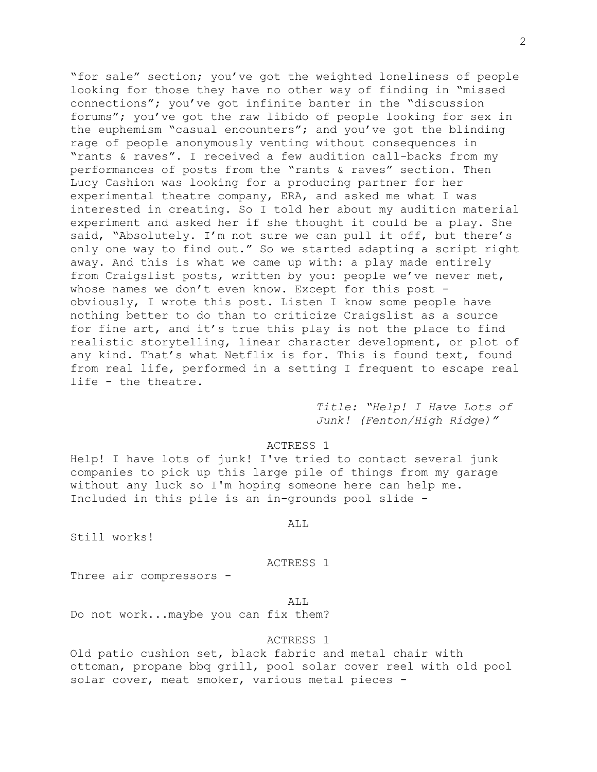"for sale" section; you've got the weighted loneliness of people looking for those they have no other way of finding in "missed connections"; you've got infinite banter in the "discussion forums"; you've got the raw libido of people looking for sex in the euphemism "casual encounters"; and you've got the blinding rage of people anonymously venting without consequences in "rants & raves". I received a few audition call-backs from my performances of posts from the "rants & raves" section. Then Lucy Cashion was looking for a producing partner for her experimental theatre company, ERA, and asked me what I was interested in creating. So I told her about my audition material experiment and asked her if she thought it could be a play. She said, "Absolutely. I'm not sure we can pull it off, but there's only one way to find out." So we started adapting a script right away. And this is what we came up with: a play made entirely from Craigslist posts, written by you: people we've never met, whose names we don't even know. Except for this post - obviously, I wrote this post. Listen I know some people have nothing better to do than to criticize Craigslist as a source for fine art, and it's true this play is not the place to find realistic storytelling, linear character development, or plot of any kind. That's what Netflix is for. This is found text, found from real life, performed in a setting I frequent to escape real life - the theatre.

*Title: "Help! I Have Lots of Junk! (Fenton/High Ridge)"*

ACTRESS 1

Help! I have lots of junk! I've tried to contact several junk companies to pick up this large pile of things from my garage without any luck so I'm hoping someone here can help me. Included in this pile is an in-grounds pool slide -

ALL

Still works!

ACTRESS 1

Three air compressors -

ALL

Do not work...maybe you can fix them?

ACTRESS 1

Old patio cushion set, black fabric and metal chair with ottoman, propane bbq grill, pool solar cover reel with old pool solar cover, meat smoker, various metal pieces -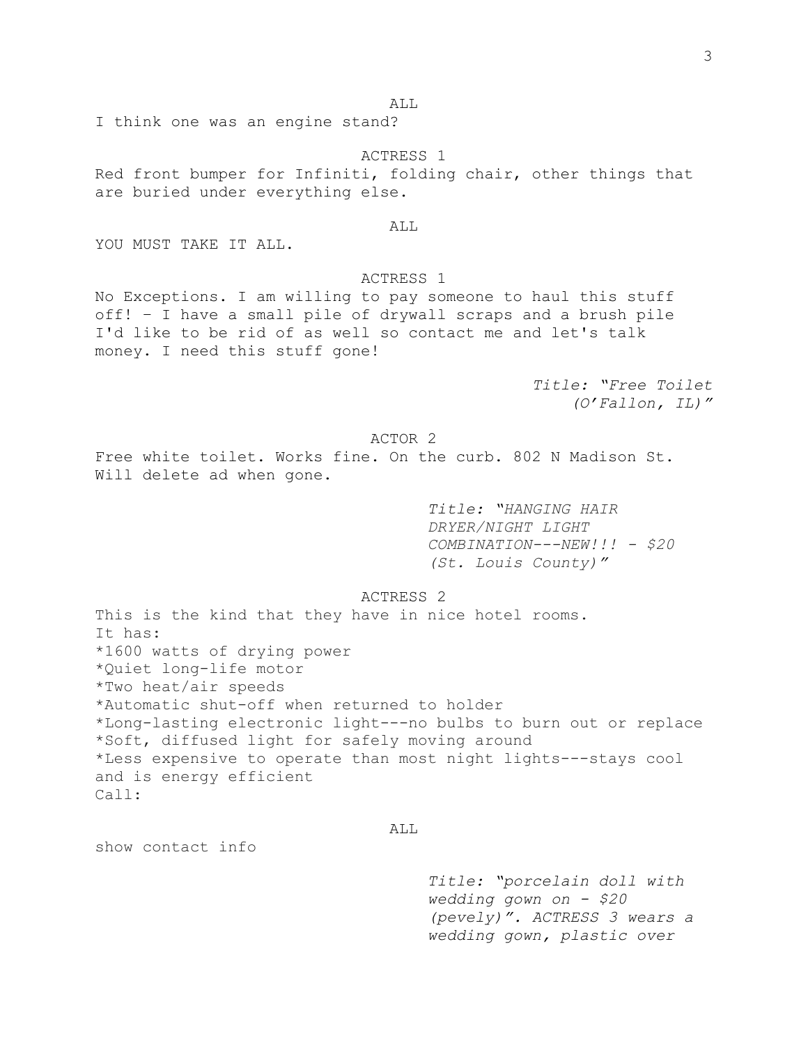ALL

I think one was an engine stand?

ACTRESS 1

Red front bumper for Infiniti, folding chair, other things that are buried under everything else.

ALL

YOU MUST TAKE IT ALL.

ACTRESS 1

No Exceptions. I am willing to pay someone to haul this stuff off! – I have a small pile of drywall scraps and a brush pile I'd like to be rid of as well so contact me and let's talk money. I need this stuff gone!

*Title: "Free Toilet (O'Fallon, IL)"*

ACTOR 2

Free white toilet. Works fine. On the curb. 802 N Madison St. Will delete ad when gone.

*Title: "HANGING HAIR DRYER/NIGHT LIGHT COMBINATION---NEW!!! - $20 (St. Louis County)"*

ACTRESS 2

This is the kind that they have in nice hotel rooms.
It has:
*1600 watts of drying power
*Quiet long-life motor
*Two heat/air speeds
*Automatic shut-off when returned to holder
*Long-lasting electronic light---no bulbs to burn out or replace
*Soft, diffused light for safely moving around
*Less expensive to operate than most night lights---stays cool and is energy efficient
Call:

ALL

show contact info

*Title: "porcelain doll with wedding gown on - $20 (pevely)". ACTRESS 3 wears a wedding gown, plastic over*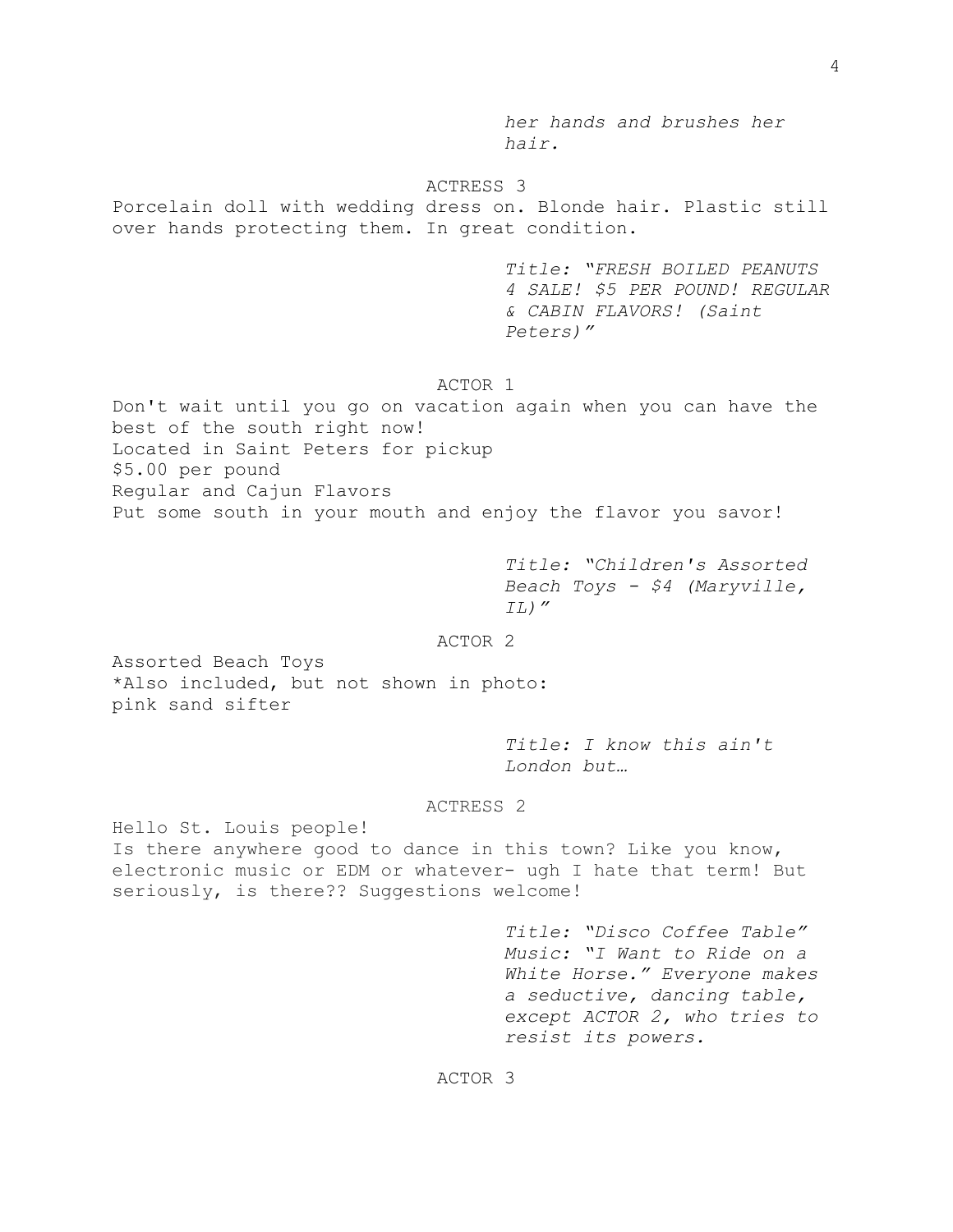*her hands and brushes her hair.*

ACTRESS 3

Porcelain doll with wedding dress on. Blonde hair. Plastic still over hands protecting them. In great condition.

*Title: "FRESH BOILED PEANUTS 4 SALE! $5 PER POUND! REGULAR & CABIN FLAVORS! (Saint Peters)"*

ACTOR 1

Don't wait until you go on vacation again when you can have the best of the south right now!
Located in Saint Peters for pickup
$5.00 per pound
Regular and Cajun Flavors
Put some south in your mouth and enjoy the flavor you savor!

*Title: "Children's Assorted Beach Toys - $4 (Maryville, IL)"*

ACTOR 2

Assorted Beach Toys
*Also included, but not shown in photo:
pink sand sifter

*Title: I know this ain't London but…*

ACTRESS 2

Hello St. Louis people!
Is there anywhere good to dance in this town? Like you know, electronic music or EDM or whatever- ugh I hate that term! But seriously, is there?? Suggestions welcome!

*Title: "Disco Coffee Table" Music: "I Want to Ride on a White Horse." Everyone makes a seductive, dancing table, except ACTOR 2, who tries to resist its powers.*

ACTOR 3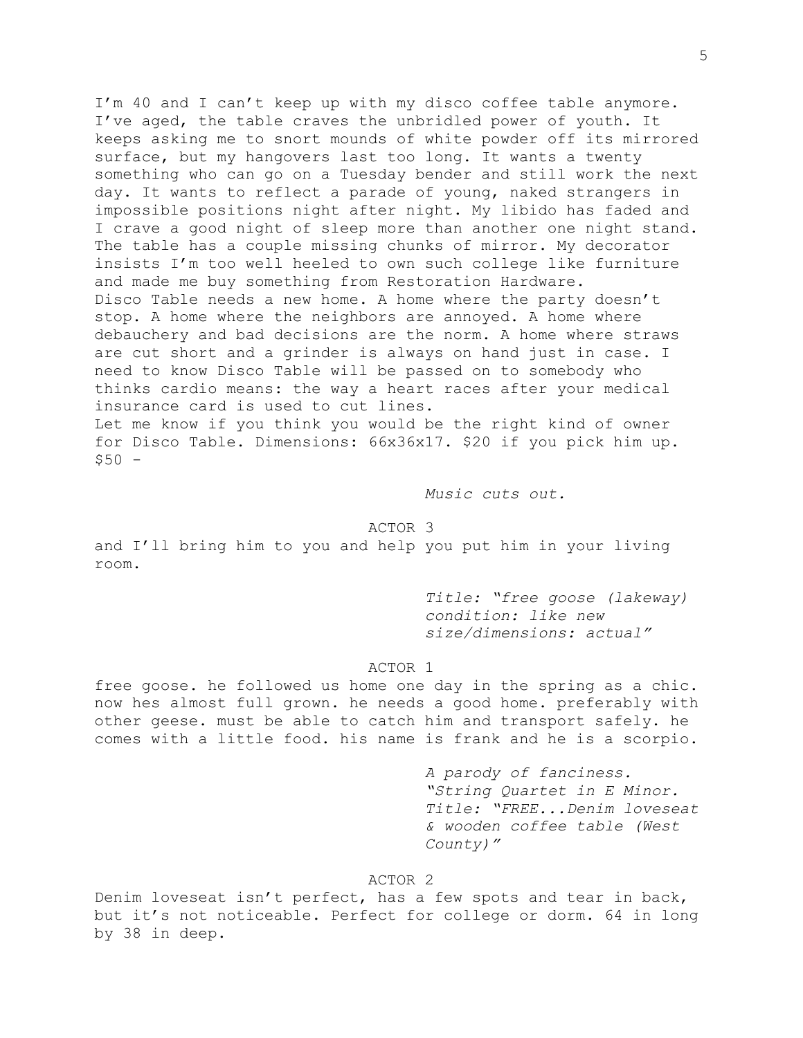I'm 40 and I can't keep up with my disco coffee table anymore. I've aged, the table craves the unbridled power of youth. It keeps asking me to snort mounds of white powder off its mirrored surface, but my hangovers last too long. It wants a twenty something who can go on a Tuesday bender and still work the next day. It wants to reflect a parade of young, naked strangers in impossible positions night after night. My libido has faded and I crave a good night of sleep more than another one night stand. The table has a couple missing chunks of mirror. My decorator insists I'm too well heeled to own such college like furniture and made me buy something from Restoration Hardware.
Disco Table needs a new home. A home where the party doesn't stop. A home where the neighbors are annoyed. A home where debauchery and bad decisions are the norm. A home where straws are cut short and a grinder is always on hand just in case. I need to know Disco Table will be passed on to somebody who thinks cardio means: the way a heart races after your medical insurance card is used to cut lines.
Let me know if you think you would be the right kind of owner for Disco Table. Dimensions: 66x36x17. $20 if you pick him up. $50 -

*Music cuts out.*

ACTOR 3

and I'll bring him to you and help you put him in your living room.

*Title: "free goose (lakeway) condition: like new size/dimensions: actual"*

ACTOR 1

free goose. he followed us home one day in the spring as a chic. now hes almost full grown. he needs a good home. preferably with other geese. must be able to catch him and transport safely. he comes with a little food. his name is frank and he is a scorpio.

*A parody of fanciness. "String Quartet in E Minor. Title: "FREE...Denim loveseat & wooden coffee table (West County)"*

ACTOR 2

Denim loveseat isn't perfect, has a few spots and tear in back, but it's not noticeable. Perfect for college or dorm. 64 in long by 38 in deep.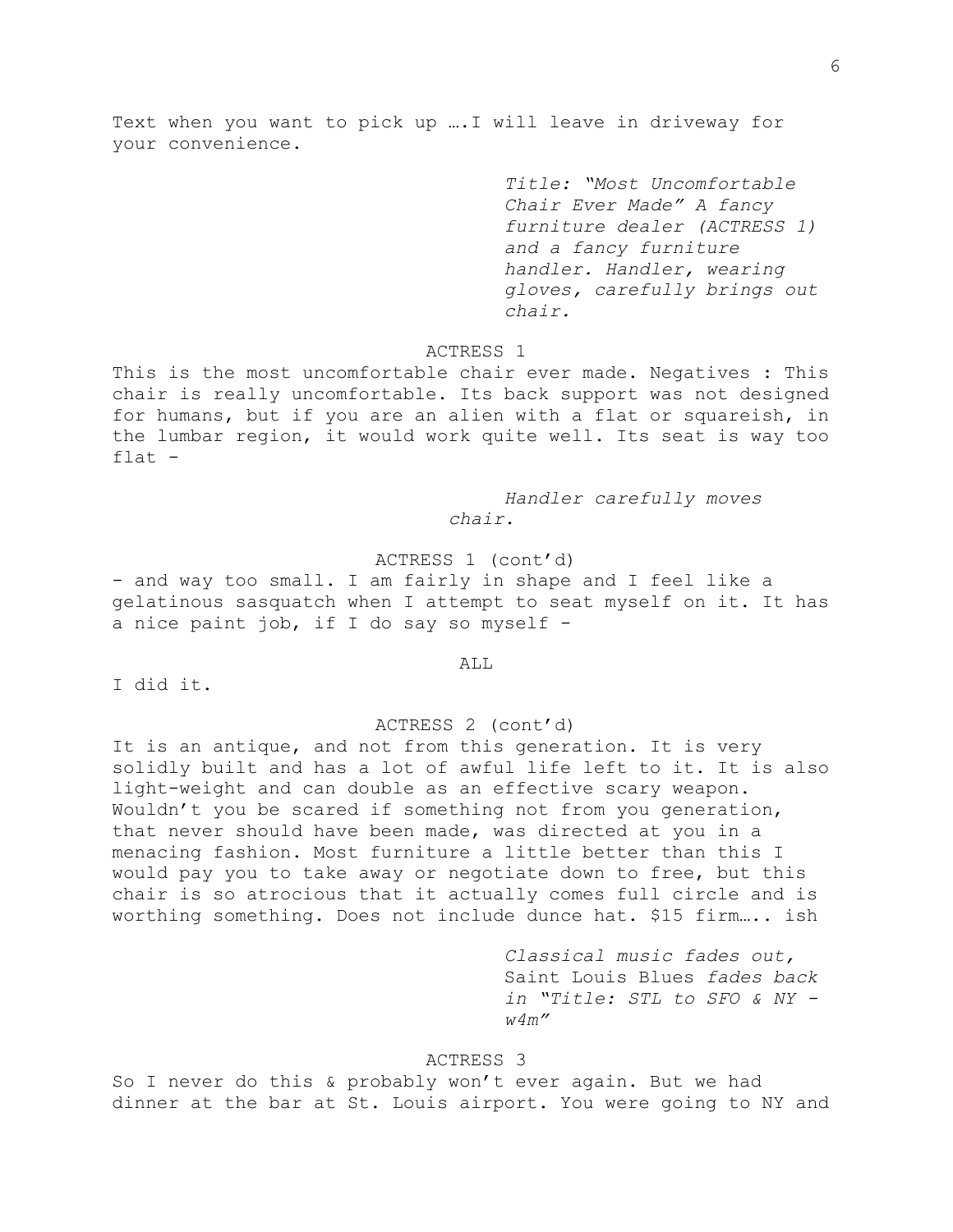Text when you want to pick up ….I will leave in driveway for your convenience.

*Title: "Most Uncomfortable Chair Ever Made" A fancy furniture dealer (ACTRESS 1) and a fancy furniture handler. Handler, wearing gloves, carefully brings out chair.*

ACTRESS 1

This is the most uncomfortable chair ever made. Negatives : This chair is really uncomfortable. Its back support was not designed for humans, but if you are an alien with a flat or squareish, in the lumbar region, it would work quite well. Its seat is way too flat -

*Handler carefully moves chair.*

ACTRESS 1 (cont'd)

- and way too small. I am fairly in shape and I feel like a gelatinous sasquatch when I attempt to seat myself on it. It has a nice paint job, if I do say so myself -

ALL

I did it.

ACTRESS 2 (cont'd)

It is an antique, and not from this generation. It is very solidly built and has a lot of awful life left to it. It is also light-weight and can double as an effective scary weapon. Wouldn't you be scared if something not from you generation, that never should have been made, was directed at you in a menacing fashion. Most furniture a little better than this I would pay you to take away or negotiate down to free, but this chair is so atrocious that it actually comes full circle and is worthing something. Does not include dunce hat. $15 firm….. ish

*Classical music fades out,* Saint Louis Blues *fades back in "Title: STL to SFO & NY - w4m"*

ACTRESS 3

So I never do this & probably won't ever again. But we had dinner at the bar at St. Louis airport. You were going to NY and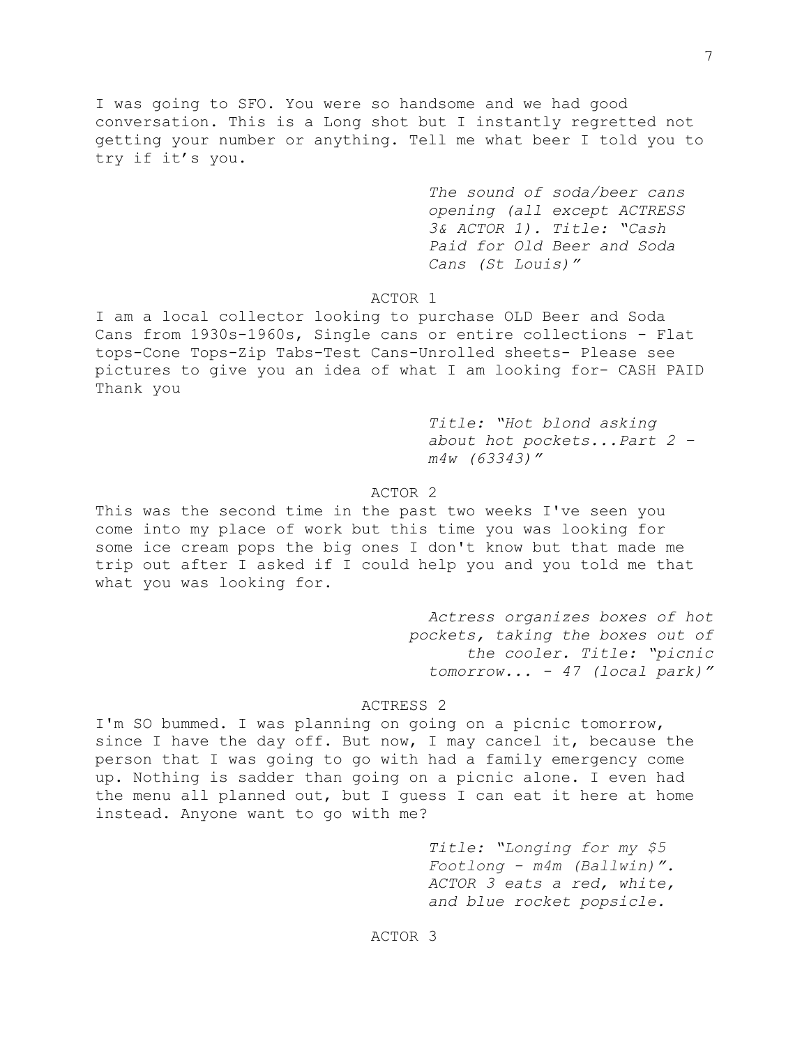I was going to SFO. You were so handsome and we had good conversation. This is a Long shot but I instantly regretted not getting your number or anything. Tell me what beer I told you to try if it's you.

*The sound of soda/beer cans opening (all except ACTRESS 3& ACTOR 1). Title: "Cash Paid for Old Beer and Soda Cans (St Louis)"*

ACTOR 1

I am a local collector looking to purchase OLD Beer and Soda Cans from 1930s-1960s, Single cans or entire collections - Flat tops-Cone Tops-Zip Tabs-Test Cans-Unrolled sheets- Please see pictures to give you an idea of what I am looking for- CASH PAID Thank you

*Title: "Hot blond asking about hot pockets...Part 2 – m4w (63343)"*

ACTOR 2

This was the second time in the past two weeks I've seen you come into my place of work but this time you was looking for some ice cream pops the big ones I don't know but that made me trip out after I asked if I could help you and you told me that what you was looking for.

*Actress organizes boxes of hot pockets, taking the boxes out of the cooler. Title: "picnic tomorrow... - 47 (local park)"*

ACTRESS 2

I'm SO bummed. I was planning on going on a picnic tomorrow, since I have the day off. But now, I may cancel it, because the person that I was going to go with had a family emergency come up. Nothing is sadder than going on a picnic alone. I even had the menu all planned out, but I guess I can eat it here at home instead. Anyone want to go with me?

*Title: "Longing for my $5 Footlong - m4m (Ballwin)". ACTOR 3 eats a red, white, and blue rocket popsicle.*

ACTOR 3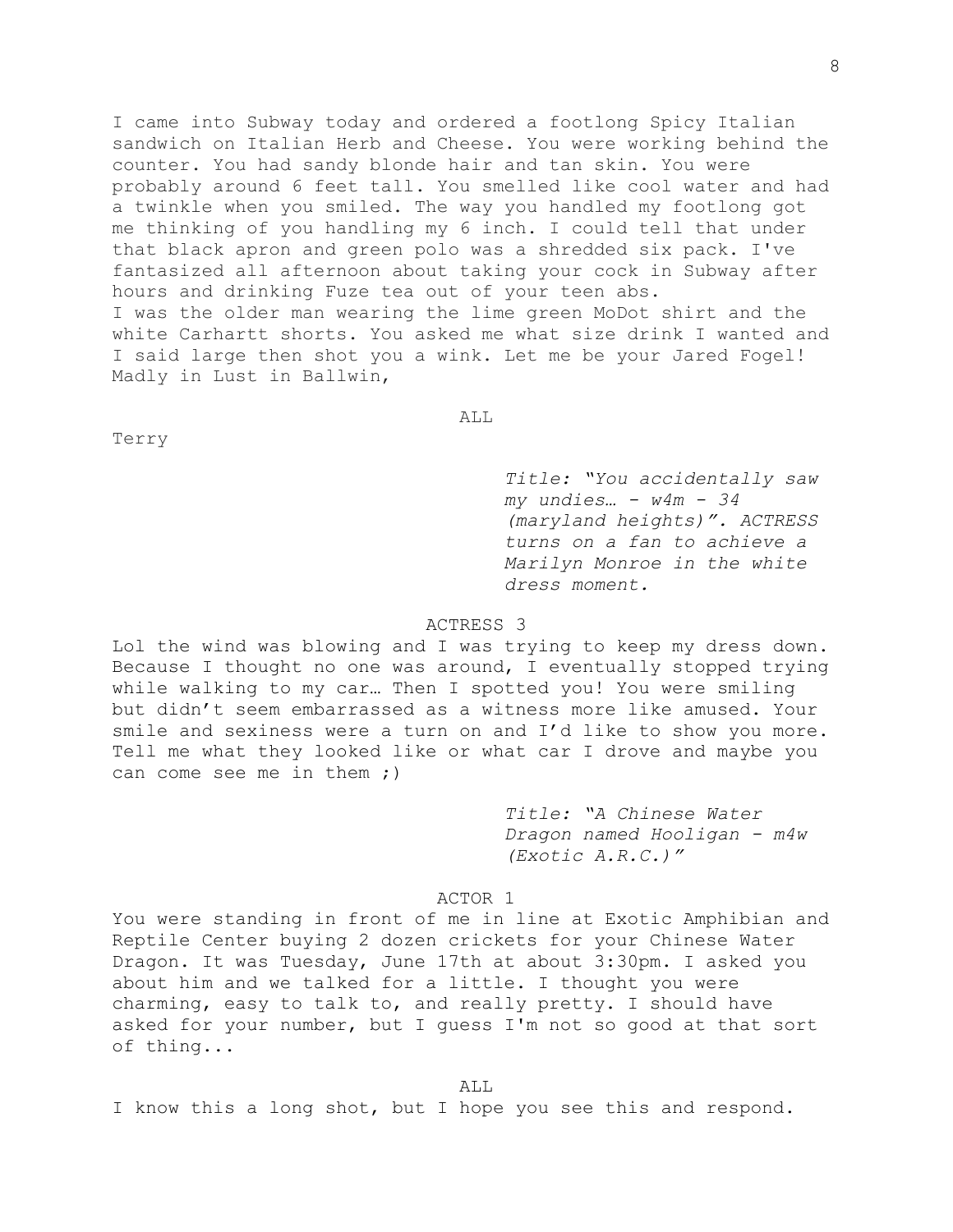I came into Subway today and ordered a footlong Spicy Italian sandwich on Italian Herb and Cheese. You were working behind the counter. You had sandy blonde hair and tan skin. You were probably around 6 feet tall. You smelled like cool water and had a twinkle when you smiled. The way you handled my footlong got me thinking of you handling my 6 inch. I could tell that under that black apron and green polo was a shredded six pack. I've fantasized all afternoon about taking your cock in Subway after hours and drinking Fuze tea out of your teen abs.
I was the older man wearing the lime green MoDot shirt and the white Carhartt shorts. You asked me what size drink I wanted and I said large then shot you a wink. Let me be your Jared Fogel!
Madly in Lust in Ballwin,

ALL

Terry

*Title: "You accidentally saw my undies… - w4m - 34 (maryland heights)". ACTRESS turns on a fan to achieve a Marilyn Monroe in the white dress moment.*

ACTRESS 3

Lol the wind was blowing and I was trying to keep my dress down. Because I thought no one was around, I eventually stopped trying while walking to my car… Then I spotted you! You were smiling but didn't seem embarrassed as a witness more like amused. Your smile and sexiness were a turn on and I'd like to show you more. Tell me what they looked like or what car I drove and maybe you can come see me in them ;)

*Title: "A Chinese Water Dragon named Hooligan - m4w (Exotic A.R.C.)"*

ACTOR 1

You were standing in front of me in line at Exotic Amphibian and Reptile Center buying 2 dozen crickets for your Chinese Water Dragon. It was Tuesday, June 17th at about 3:30pm. I asked you about him and we talked for a little. I thought you were charming, easy to talk to, and really pretty. I should have asked for your number, but I guess I'm not so good at that sort of thing...

ALL

I know this a long shot, but I hope you see this and respond.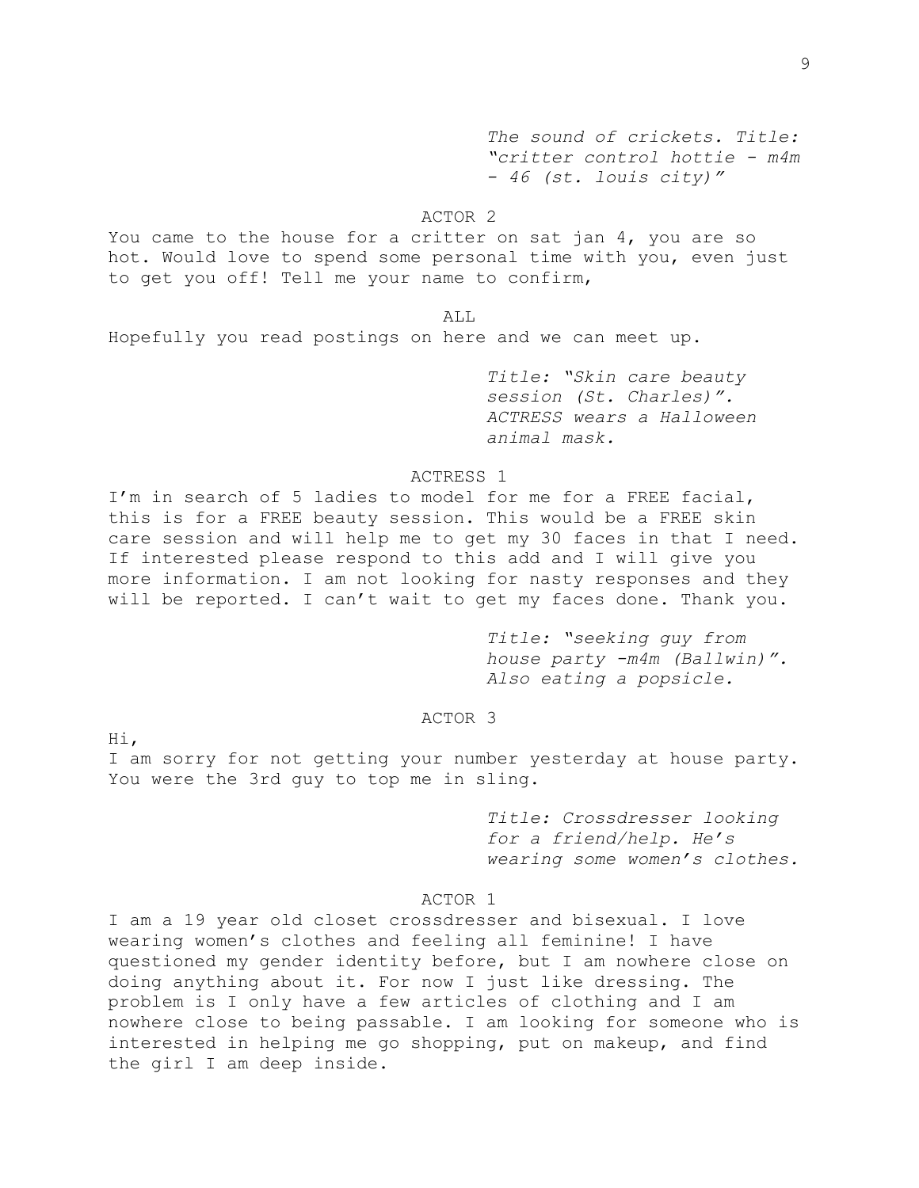*The sound of crickets. Title: "critter control hottie - m4m - 46 (st. louis city)"*

ACTOR 2

You came to the house for a critter on sat jan 4, you are so hot. Would love to spend some personal time with you, even just to get you off! Tell me your name to confirm,

ALL

Hopefully you read postings on here and we can meet up.

*Title: "Skin care beauty session (St. Charles)". ACTRESS wears a Halloween animal mask.*

ACTRESS 1

I'm in search of 5 ladies to model for me for a FREE facial, this is for a FREE beauty session. This would be a FREE skin care session and will help me to get my 30 faces in that I need. If interested please respond to this add and I will give you more information. I am not looking for nasty responses and they will be reported. I can't wait to get my faces done. Thank you.

*Title: "seeking guy from house party -m4m (Ballwin)". Also eating a popsicle.*

ACTOR 3

Hi,
I am sorry for not getting your number yesterday at house party. You were the 3rd guy to top me in sling.

*Title: Crossdresser looking for a friend/help. He's wearing some women's clothes.*

ACTOR 1

I am a 19 year old closet crossdresser and bisexual. I love wearing women's clothes and feeling all feminine! I have questioned my gender identity before, but I am nowhere close on doing anything about it. For now I just like dressing. The problem is I only have a few articles of clothing and I am nowhere close to being passable. I am looking for someone who is interested in helping me go shopping, put on makeup, and find the girl I am deep inside.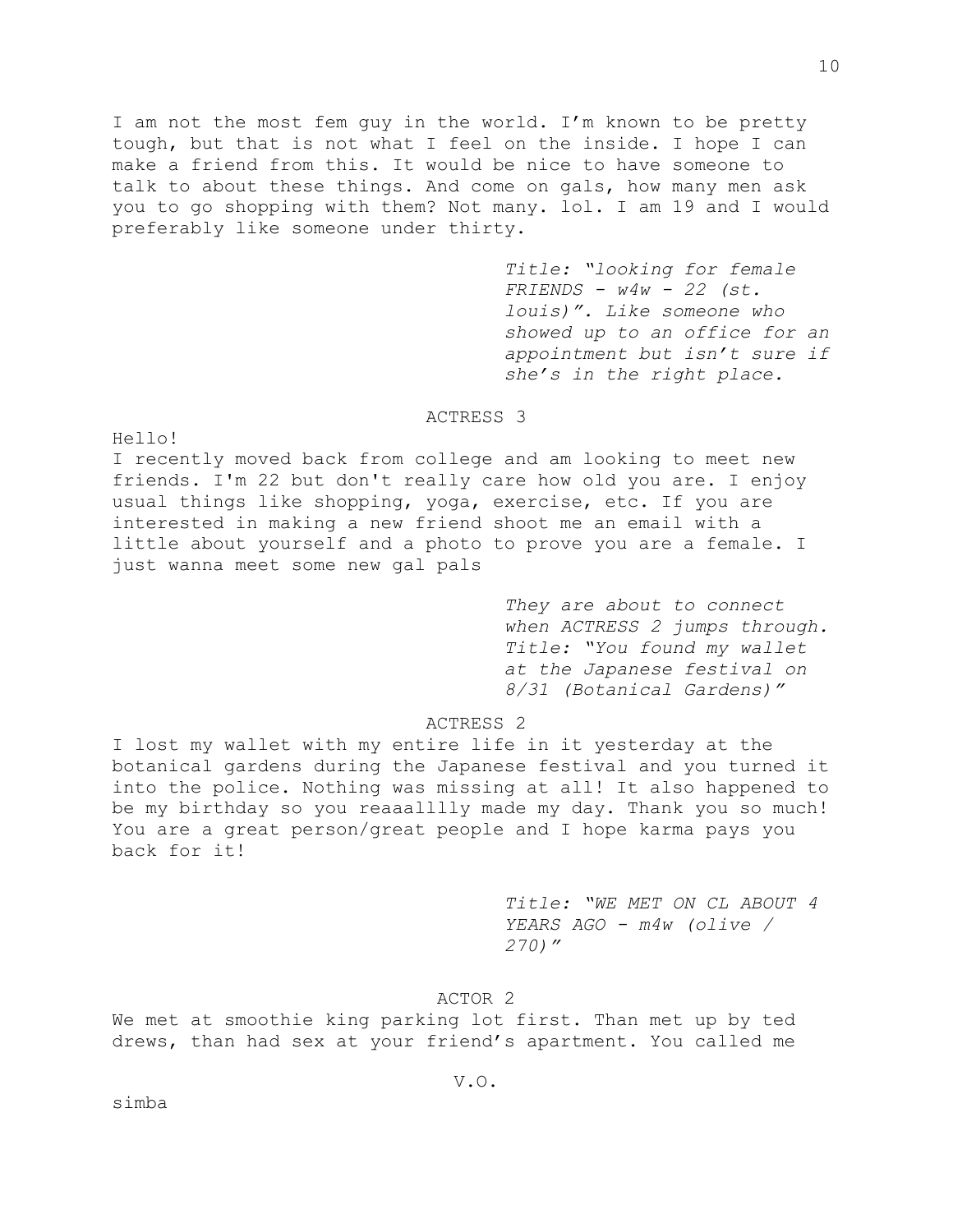I am not the most fem guy in the world. I'm known to be pretty tough, but that is not what I feel on the inside. I hope I can make a friend from this. It would be nice to have someone to talk to about these things. And come on gals, how many men ask you to go shopping with them? Not many. lol. I am 19 and I would preferably like someone under thirty.

*Title: "looking for female FRIENDS - w4w - 22 (st. louis)". Like someone who showed up to an office for an appointment but isn't sure if she's in the right place.*

ACTRESS 3

Hello!
I recently moved back from college and am looking to meet new friends. I'm 22 but don't really care how old you are. I enjoy usual things like shopping, yoga, exercise, etc. If you are interested in making a new friend shoot me an email with a little about yourself and a photo to prove you are a female. I just wanna meet some new gal pals

*They are about to connect when ACTRESS 2 jumps through. Title: "You found my wallet at the Japanese festival on 8/31 (Botanical Gardens)"*

ACTRESS 2

I lost my wallet with my entire life in it yesterday at the botanical gardens during the Japanese festival and you turned it into the police. Nothing was missing at all! It also happened to be my birthday so you reaaalllly made my day. Thank you so much! You are a great person/great people and I hope karma pays you back for it!

*Title: "WE MET ON CL ABOUT 4 YEARS AGO - m4w (olive / 270)"*

ACTOR 2

We met at smoothie king parking lot first. Than met up by ted drews, than had sex at your friend's apartment. You called me

V.O.

simba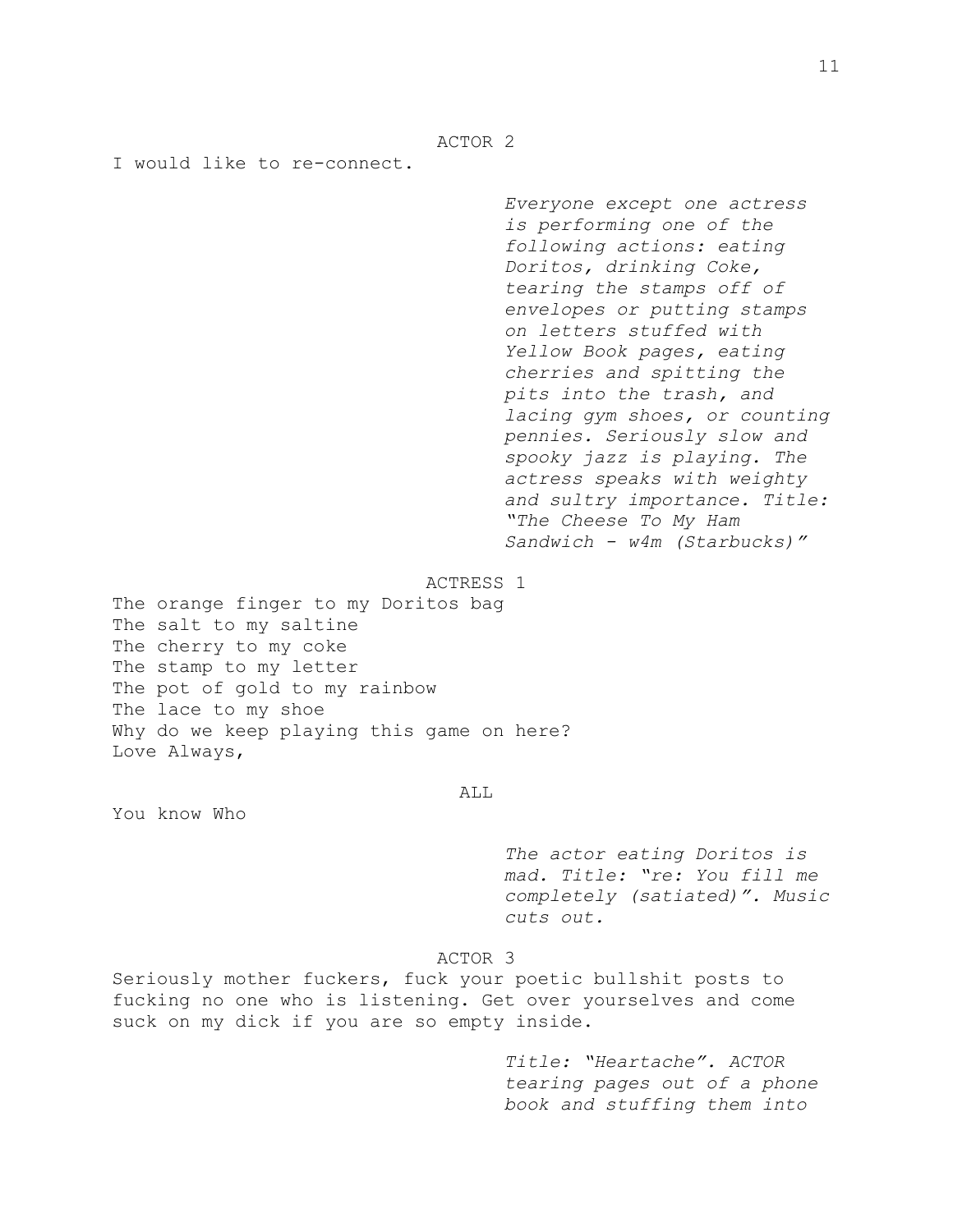ACTOR 2

I would like to re-connect.

*Everyone except one actress is performing one of the following actions: eating Doritos, drinking Coke, tearing the stamps off of envelopes or putting stamps on letters stuffed with Yellow Book pages, eating cherries and spitting the pits into the trash, and lacing gym shoes, or counting pennies. Seriously slow and spooky jazz is playing. The actress speaks with weighty and sultry importance. Title: "The Cheese To My Ham Sandwich - w4m (Starbucks)"*

ACTRESS 1

The orange finger to my Doritos bag
The salt to my saltine
The cherry to my coke
The stamp to my letter
The pot of gold to my rainbow
The lace to my shoe
Why do we keep playing this game on here?
Love Always,

ALL

You know Who

*The actor eating Doritos is mad. Title: "re: You fill me completely (satiated)". Music cuts out.*

ACTOR 3

Seriously mother fuckers, fuck your poetic bullshit posts to fucking no one who is listening. Get over yourselves and come suck on my dick if you are so empty inside.

*Title: "Heartache". ACTOR tearing pages out of a phone book and stuffing them into*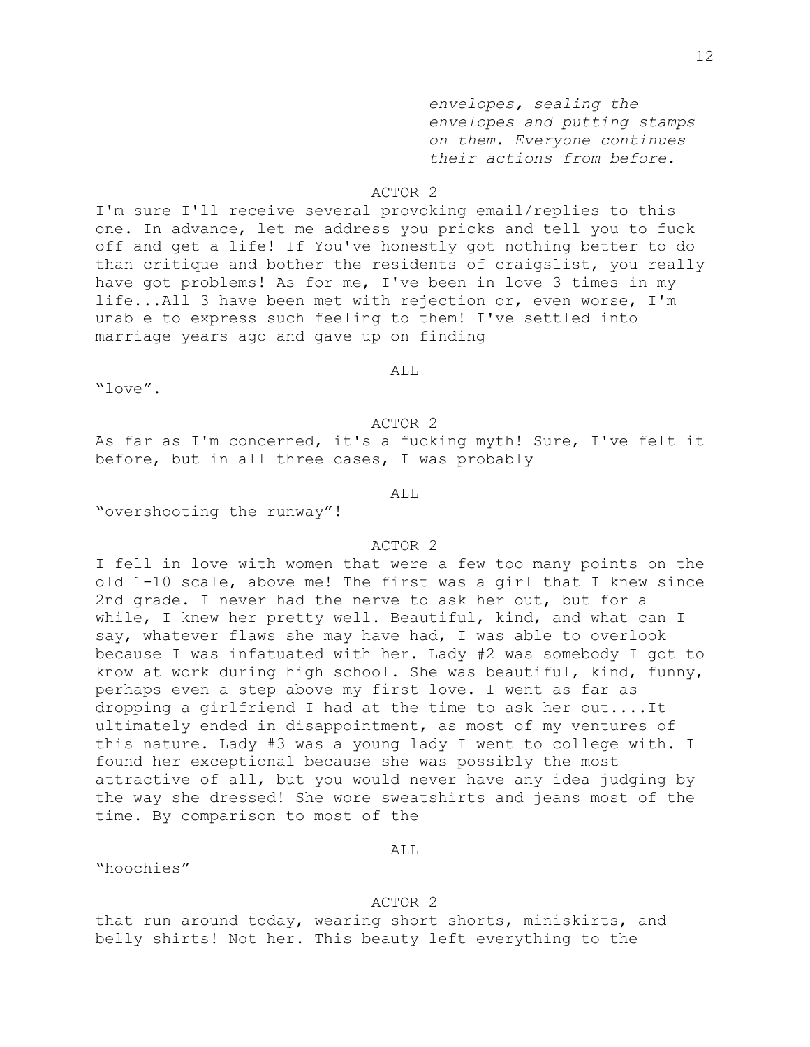*envelopes, sealing the envelopes and putting stamps on them. Everyone continues their actions from before.*

ACTOR 2

I'm sure I'll receive several provoking email/replies to this one. In advance, let me address you pricks and tell you to fuck off and get a life! If You've honestly got nothing better to do than critique and bother the residents of craigslist, you really have got problems! As for me, I've been in love 3 times in my life...All 3 have been met with rejection or, even worse, I'm unable to express such feeling to them! I've settled into marriage years ago and gave up on finding

ALL

"love".

ACTOR 2

As far as I'm concerned, it's a fucking myth! Sure, I've felt it before, but in all three cases, I was probably

ALL

"overshooting the runway"!

ACTOR 2

I fell in love with women that were a few too many points on the old 1-10 scale, above me! The first was a girl that I knew since 2nd grade. I never had the nerve to ask her out, but for a while, I knew her pretty well. Beautiful, kind, and what can I say, whatever flaws she may have had, I was able to overlook because I was infatuated with her. Lady #2 was somebody I got to know at work during high school. She was beautiful, kind, funny, perhaps even a step above my first love. I went as far as dropping a girlfriend I had at the time to ask her out....It ultimately ended in disappointment, as most of my ventures of this nature. Lady #3 was a young lady I went to college with. I found her exceptional because she was possibly the most attractive of all, but you would never have any idea judging by the way she dressed! She wore sweatshirts and jeans most of the time. By comparison to most of the

ALL

"hoochies"

ACTOR 2

that run around today, wearing short shorts, miniskirts, and belly shirts! Not her. This beauty left everything to the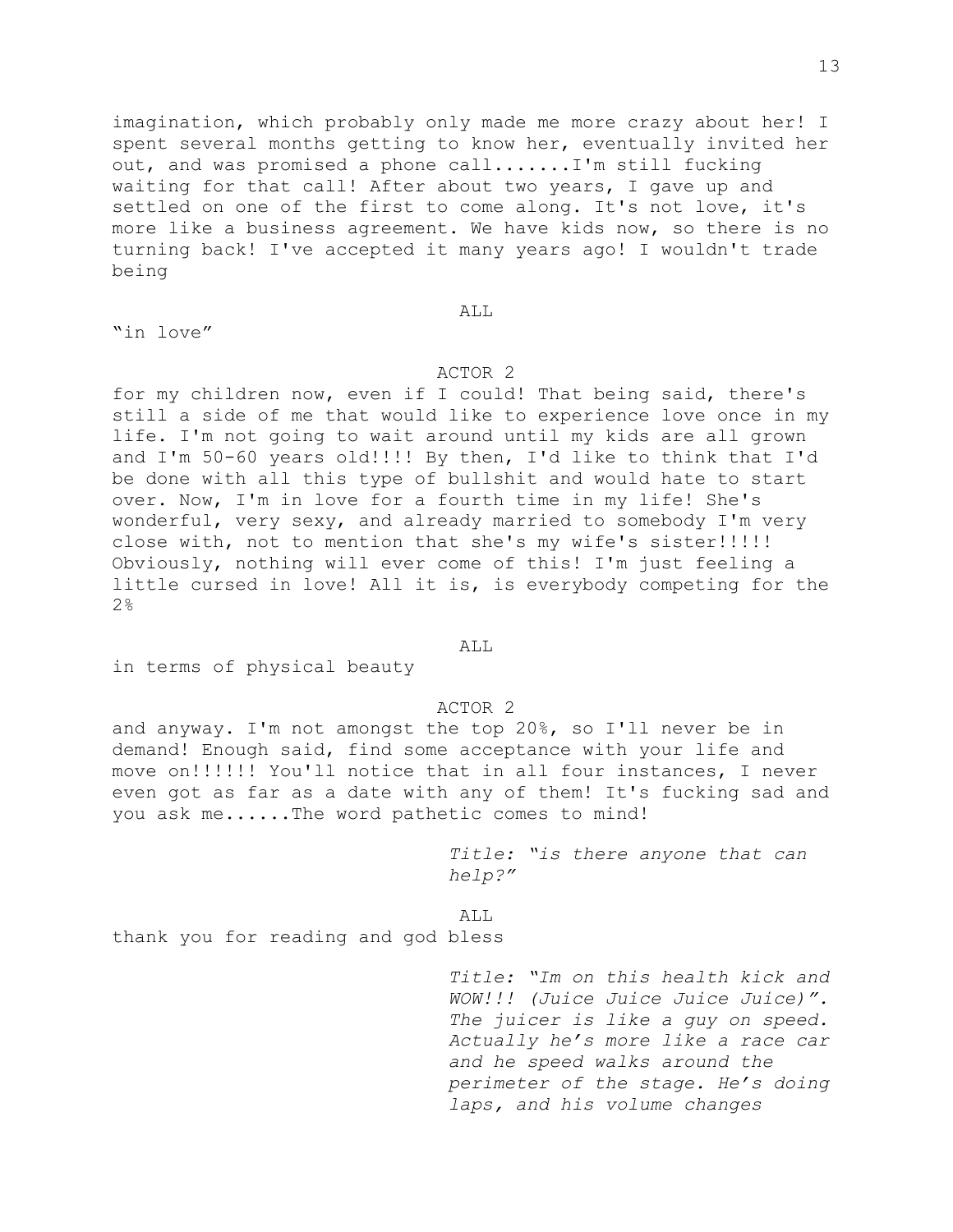imagination, which probably only made me more crazy about her! I spent several months getting to know her, eventually invited her out, and was promised a phone call.......I'm still fucking waiting for that call! After about two years, I gave up and settled on one of the first to come along. It's not love, it's more like a business agreement. We have kids now, so there is no turning back! I've accepted it many years ago! I wouldn't trade being

ALL

"in love"

ACTOR 2

for my children now, even if I could! That being said, there's still a side of me that would like to experience love once in my life. I'm not going to wait around until my kids are all grown and I'm 50-60 years old!!!! By then, I'd like to think that I'd be done with all this type of bullshit and would hate to start over. Now, I'm in love for a fourth time in my life! She's wonderful, very sexy, and already married to somebody I'm very close with, not to mention that she's my wife's sister!!!!! Obviously, nothing will ever come of this! I'm just feeling a little cursed in love! All it is, is everybody competing for the 2%

ALL

in terms of physical beauty

ACTOR 2

and anyway. I'm not amongst the top 20%, so I'll never be in demand! Enough said, find some acceptance with your life and move on!!!!!! You'll notice that in all four instances, I never even got as far as a date with any of them! It's fucking sad and you ask me......The word pathetic comes to mind!

*Title: "is there anyone that can help?"*

ALL

thank you for reading and god bless

*Title: "Im on this health kick and WOW!!! (Juice Juice Juice Juice)". The juicer is like a guy on speed. Actually he's more like a race car and he speed walks around the perimeter of the stage. He's doing laps, and his volume changes*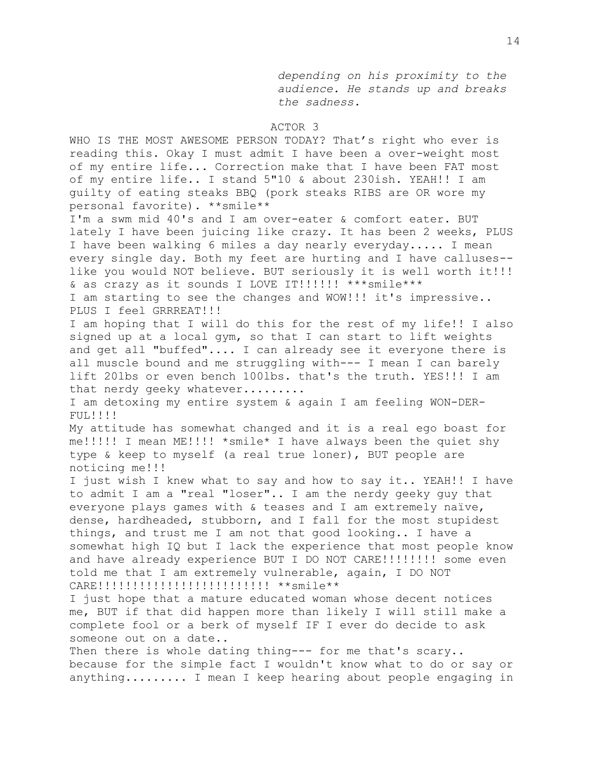*depending on his proximity to the audience. He stands up and breaks the sadness.*

ACTOR 3

WHO IS THE MOST AWESOME PERSON TODAY? That's right who ever is reading this. Okay I must admit I have been a over-weight most of my entire life... Correction make that I have been FAT most of my entire life.. I stand 5"10 & about 230ish. YEAH!! I am guilty of eating steaks BBQ (pork steaks RIBS are OR wore my personal favorite). **smile**

I'm a swm mid 40's and I am over-eater & comfort eater. BUT lately I have been juicing like crazy. It has been 2 weeks, PLUS I have been walking 6 miles a day nearly everyday..... I mean every single day. Both my feet are hurting and I have calluses--like you would NOT believe. BUT seriously it is well worth it!!! & as crazy as it sounds I LOVE IT!!!!!! ***smile***

I am starting to see the changes and WOW!!! it's impressive.. PLUS I feel GRRREAT!!!

I am hoping that I will do this for the rest of my life!! I also signed up at a local gym, so that I can start to lift weights and get all "buffed".... I can already see it everyone there is all muscle bound and me struggling with--- I mean I can barely lift 20lbs or even bench 100lbs. that's the truth. YES!!! I am that nerdy geeky whatever.........

I am detoxing my entire system & again I am feeling WON-DER-FUL!!!!

My attitude has somewhat changed and it is a real ego boast for me!!!!! I mean ME!!!! *smile* I have always been the quiet shy type & keep to myself (a real true loner), BUT people are noticing me!!!

I just wish I knew what to say and how to say it.. YEAH!! I have to admit I am a "real "loser".. I am the nerdy geeky guy that everyone plays games with & teases and I am extremely naïve, dense, hardheaded, stubborn, and I fall for the most stupidest things, and trust me I am not that good looking.. I have a somewhat high IQ but I lack the experience that most people know and have already experience BUT I DO NOT CARE!!!!!!!! some even told me that I am extremely vulnerable, again, I DO NOT CARE!!!!!!!!!!!!!!!!!!!!!!!!! **smile**

I just hope that a mature educated woman whose decent notices me, BUT if that did happen more than likely I will still make a complete fool or a berk of myself IF I ever do decide to ask someone out on a date..

Then there is whole dating thing--- for me that's scary.. because for the simple fact I wouldn't know what to do or say or anything......... I mean I keep hearing about people engaging in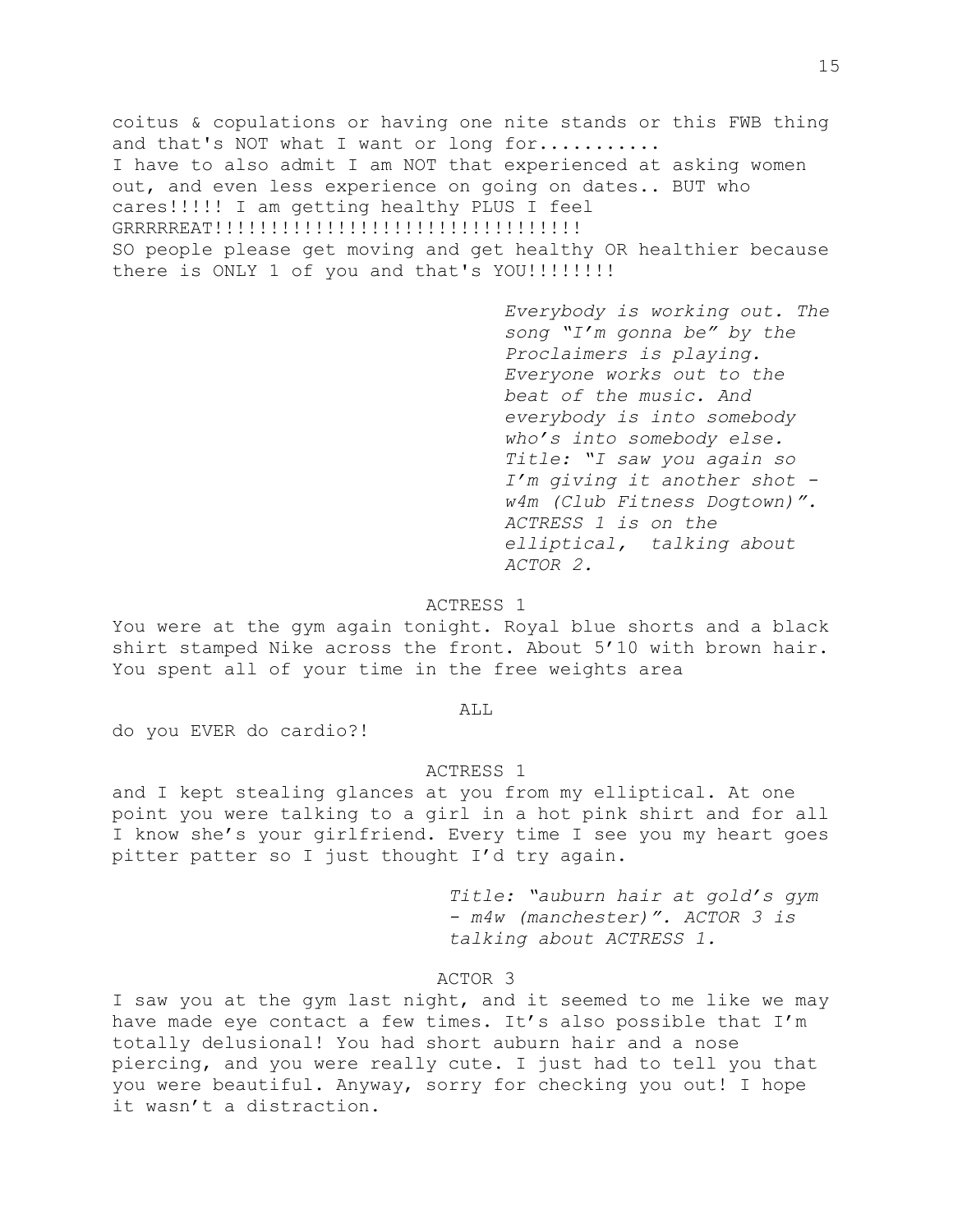coitus & copulations or having one nite stands or this FWB thing and that's NOT what I want or long for...........
I have to also admit I am NOT that experienced at asking women out, and even less experience on going on dates.. BUT who cares!!!!! I am getting healthy PLUS I feel GRRRRREAT!!!!!!!!!!!!!!!!!!!!!!!!!!!!!!!!!!
SO people please get moving and get healthy OR healthier because there is ONLY 1 of you and that's YOU!!!!!!!!

*Everybody is working out. The song "I'm gonna be" by the Proclaimers is playing. Everyone works out to the beat of the music. And everybody is into somebody who's into somebody else. Title: "I saw you again so I'm giving it another shot - w4m (Club Fitness Dogtown)". ACTRESS 1 is on the elliptical, talking about ACTOR 2.*

ACTRESS 1

You were at the gym again tonight. Royal blue shorts and a black shirt stamped Nike across the front. About 5'10 with brown hair. You spent all of your time in the free weights area

ALL

do you EVER do cardio?!

ACTRESS 1

and I kept stealing glances at you from my elliptical. At one point you were talking to a girl in a hot pink shirt and for all I know she's your girlfriend. Every time I see you my heart goes pitter patter so I just thought I'd try again.

*Title: "auburn hair at gold's gym - m4w (manchester)". ACTOR 3 is talking about ACTRESS 1.*

ACTOR 3

I saw you at the gym last night, and it seemed to me like we may have made eye contact a few times. It's also possible that I'm totally delusional! You had short auburn hair and a nose piercing, and you were really cute. I just had to tell you that you were beautiful. Anyway, sorry for checking you out! I hope it wasn't a distraction.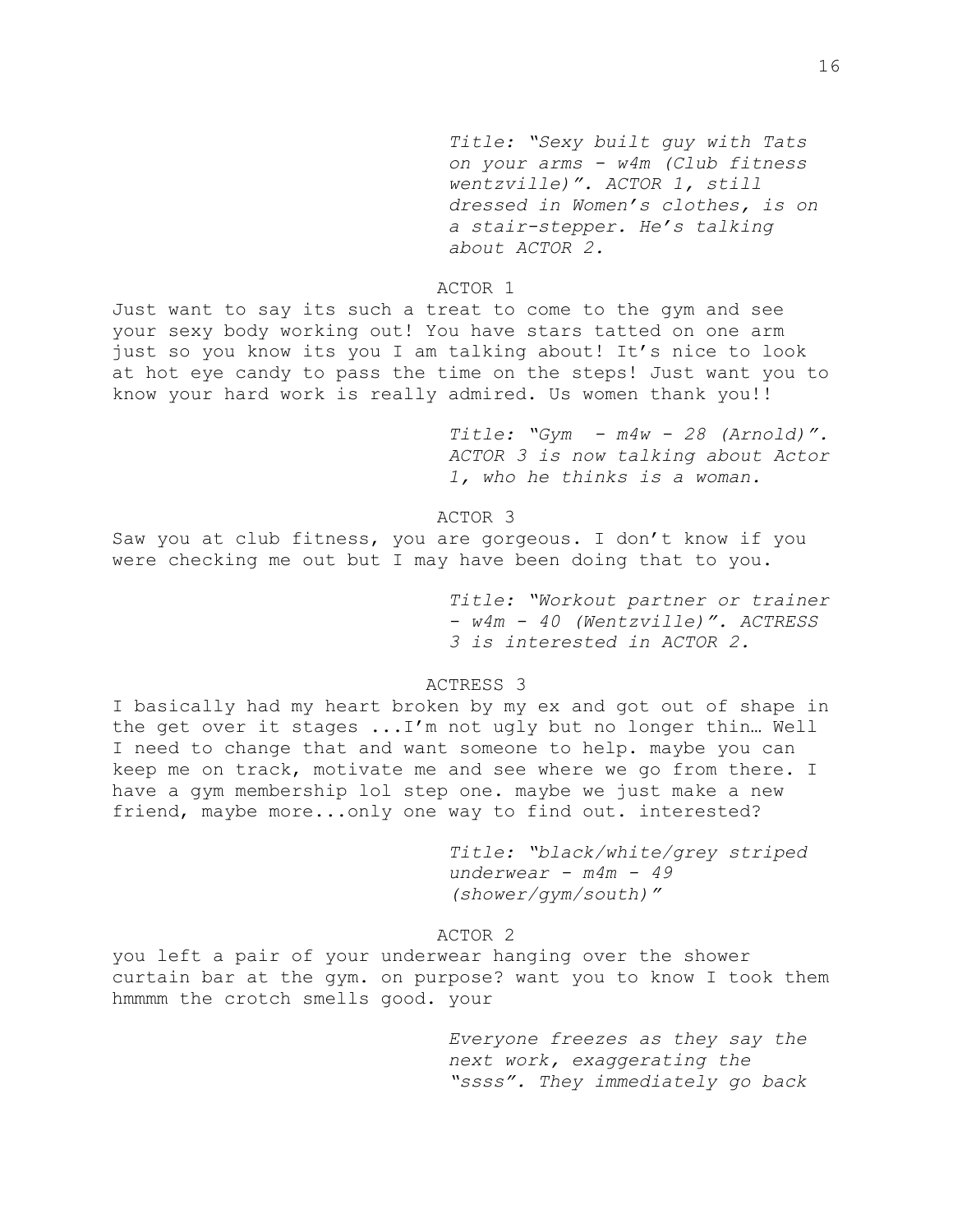*Title: "Sexy built guy with Tats on your arms - w4m (Club fitness wentzville)". ACTOR 1, still dressed in Women's clothes, is on a stair-stepper. He's talking about ACTOR 2.*

ACTOR 1

Just want to say its such a treat to come to the gym and see your sexy body working out! You have stars tatted on one arm just so you know its you I am talking about! It's nice to look at hot eye candy to pass the time on the steps! Just want you to know your hard work is really admired. Us women thank you!!

*Title: "Gym - m4w - 28 (Arnold)". ACTOR 3 is now talking about Actor 1, who he thinks is a woman.*

ACTOR 3

Saw you at club fitness, you are gorgeous. I don't know if you were checking me out but I may have been doing that to you.

*Title: "Workout partner or trainer - w4m - 40 (Wentzville)". ACTRESS 3 is interested in ACTOR 2.*

ACTRESS 3

I basically had my heart broken by my ex and got out of shape in the get over it stages ...I'm not ugly but no longer thin… Well I need to change that and want someone to help. maybe you can keep me on track, motivate me and see where we go from there. I have a gym membership lol step one. maybe we just make a new friend, maybe more...only one way to find out. interested?

*Title: "black/white/grey striped underwear - m4m - 49 (shower/gym/south)"*

ACTOR 2

you left a pair of your underwear hanging over the shower curtain bar at the gym. on purpose? want you to know I took them hmmmm the crotch smells good. your

*Everyone freezes as they say the next work, exaggerating the "ssss". They immediately go back*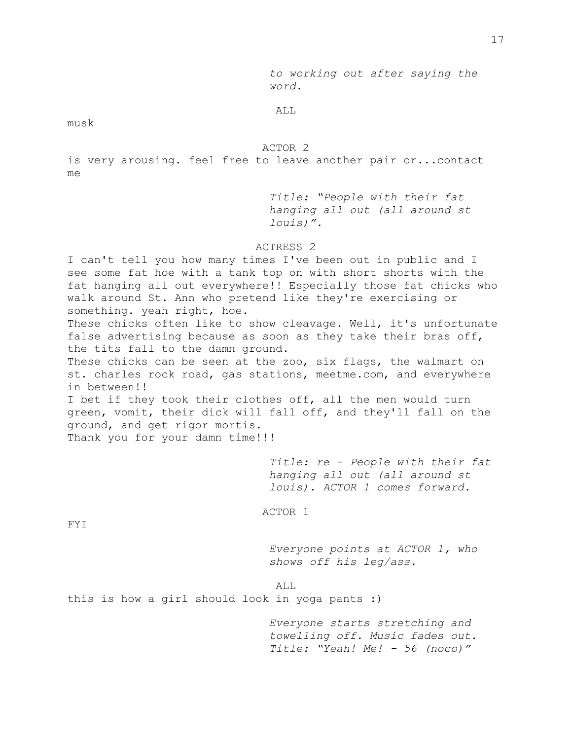*to working out after saying the word.*

ALL

musk

ACTOR 2

is very arousing. feel free to leave another pair or...contact me

*Title: "People with their fat hanging all out (all around st louis)".*

ACTRESS 2

I can't tell you how many times I've been out in public and I see some fat hoe with a tank top on with short shorts with the fat hanging all out everywhere!! Especially those fat chicks who walk around St. Ann who pretend like they're exercising or something. yeah right, hoe.
These chicks often like to show cleavage. Well, it's unfortunate false advertising because as soon as they take their bras off, the tits fall to the damn ground.
These chicks can be seen at the zoo, six flags, the walmart on st. charles rock road, gas stations, meetme.com, and everywhere in between!!
I bet if they took their clothes off, all the men would turn green, vomit, their dick will fall off, and they'll fall on the ground, and get rigor mortis.
Thank you for your damn time!!!

*Title: re - People with their fat hanging all out (all around st louis). ACTOR 1 comes forward.*

ACTOR 1

FYI

*Everyone points at ACTOR 1, who shows off his leg/ass.*

ALL

this is how a girl should look in yoga pants :)

*Everyone starts stretching and towelling off. Music fades out. Title: "Yeah! Me! - 56 (noco)"*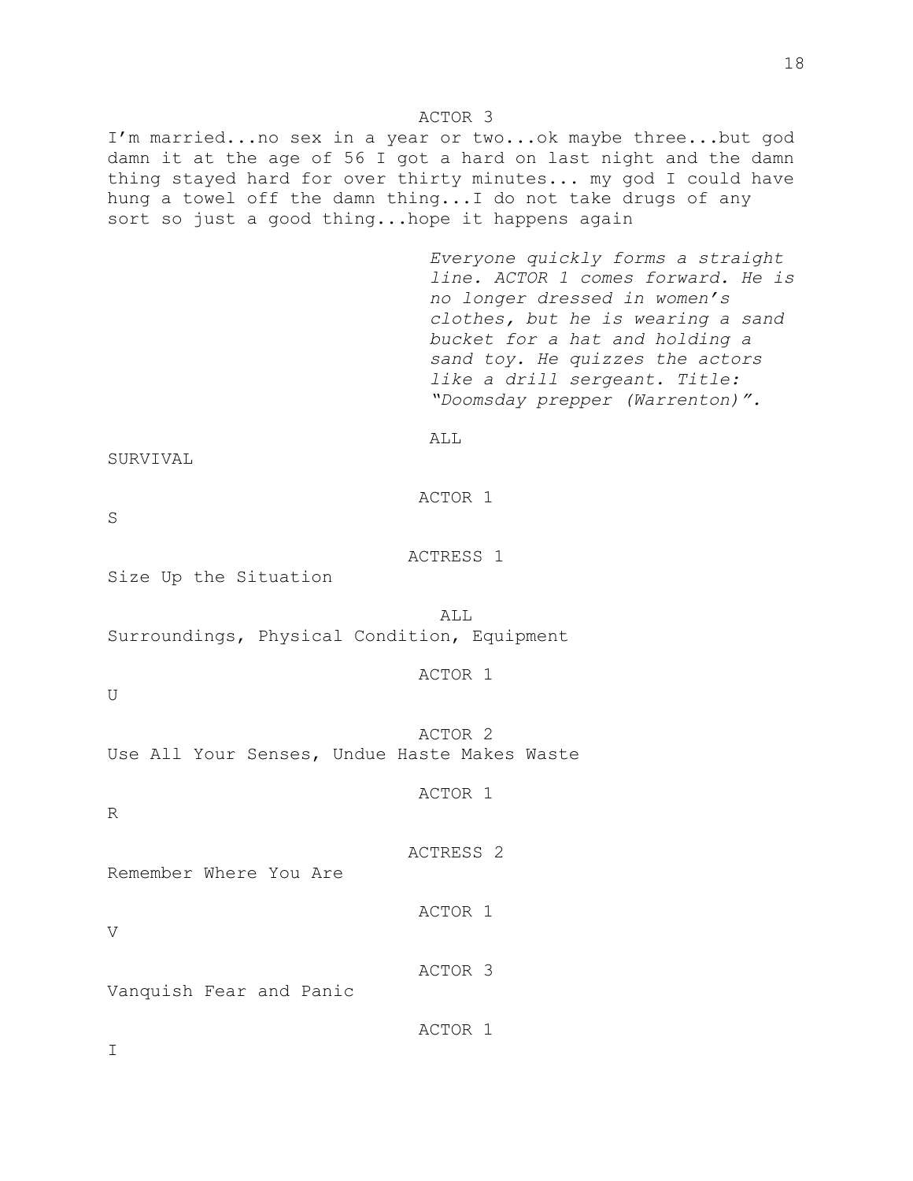ACTOR 3

I'm married...no sex in a year or two...ok maybe three...but god damn it at the age of 56 I got a hard on last night and the damn thing stayed hard for over thirty minutes... my god I could have hung a towel off the damn thing...I do not take drugs of any sort so just a good thing...hope it happens again

*Everyone quickly forms a straight line. ACTOR 1 comes forward. He is no longer dressed in women's clothes, but he is wearing a sand bucket for a hat and holding a sand toy. He quizzes the actors like a drill sergeant. Title: "Doomsday prepper (Warrenton)".*

ALL

SURVIVAL

ACTOR 1

S

ACTRESS 1

Size Up the Situation

ALL

Surroundings, Physical Condition, Equipment

ACTOR 1

U

ACTOR 2

Use All Your Senses, Undue Haste Makes Waste

ACTOR 1

R

ACTRESS 2

Remember Where You Are

ACTOR 1

V

ACTOR 3

Vanquish Fear and Panic

ACTOR 1

I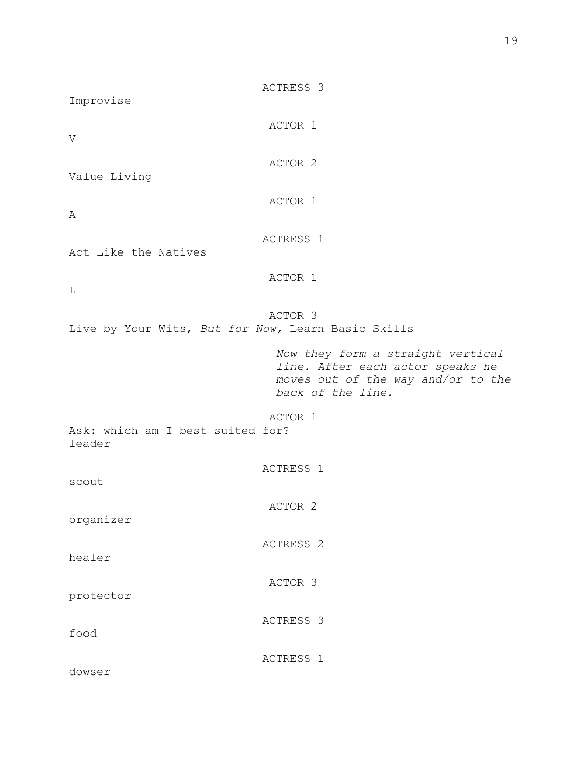ACTRESS 3

Improvise

ACTOR 1

V

ACTOR 2

Value Living

ACTOR 1

A

ACTRESS 1

Act Like the Natives

ACTOR 1

L

ACTOR 3

Live by Your Wits, *But for Now,* Learn Basic Skills

*Now they form a straight vertical line. After each actor speaks he moves out of the way and/or to the back of the line.*

ACTOR 1

Ask: which am I best suited for?
leader

ACTRESS 1

scout

ACTOR 2

organizer

ACTRESS 2

healer

ACTOR 3

protector

ACTRESS 3

food

ACTRESS 1

dowser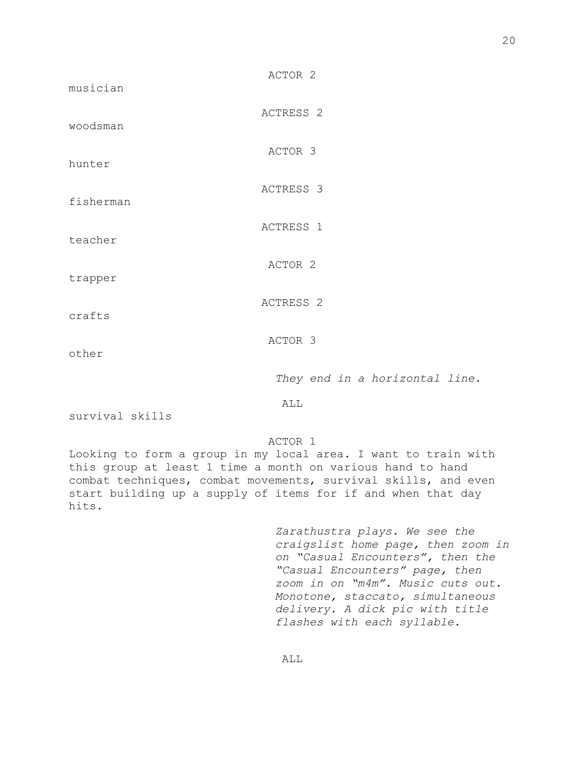ACTOR 2

musician

ACTRESS 2

woodsman

ACTOR 3

hunter

ACTRESS 3

fisherman

ACTRESS 1

teacher

ACTOR 2

trapper

ACTRESS 2

crafts

ACTOR 3

other

*They end in a horizontal line.*

ALL

survival skills

ACTOR 1

Looking to form a group in my local area. I want to train with this group at least 1 time a month on various hand to hand combat techniques, combat movements, survival skills, and even start building up a supply of items for if and when that day hits.

*Zarathustra plays. We see the craigslist home page, then zoom in on "Casual Encounters", then the "Casual Encounters" page, then zoom in on "m4m". Music cuts out. Monotone, staccato, simultaneous delivery. A dick pic with title flashes with each syllable.*

ALL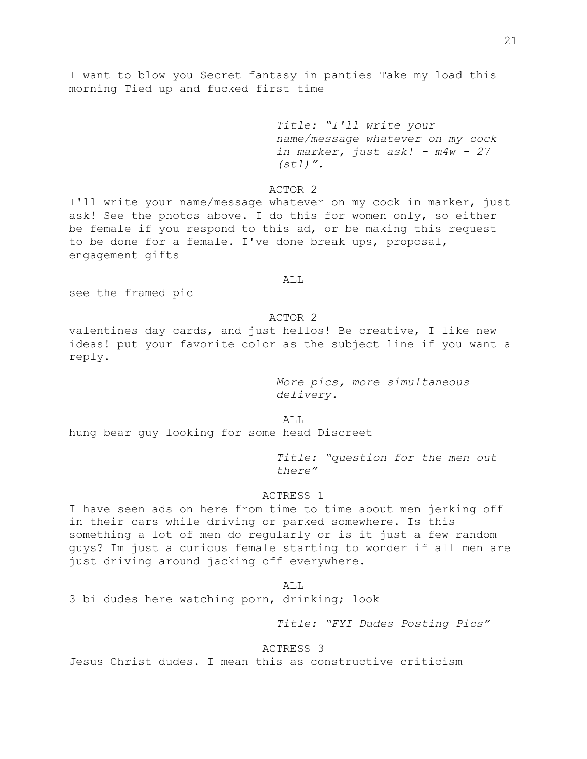I want to blow you Secret fantasy in panties Take my load this morning Tied up and fucked first time

*Title: "I'll write your name/message whatever on my cock in marker, just ask! - m4w - 27 (stl)".*

ACTOR 2

I'll write your name/message whatever on my cock in marker, just ask! See the photos above. I do this for women only, so either be female if you respond to this ad, or be making this request to be done for a female. I've done break ups, proposal, engagement gifts

ALL

see the framed pic

ACTOR 2

valentines day cards, and just hellos! Be creative, I like new ideas! put your favorite color as the subject line if you want a reply.

*More pics, more simultaneous delivery.*

ALL

hung bear guy looking for some head Discreet

*Title: "question for the men out there"*

ACTRESS 1

I have seen ads on here from time to time about men jerking off in their cars while driving or parked somewhere. Is this something a lot of men do regularly or is it just a few random guys? Im just a curious female starting to wonder if all men are just driving around jacking off everywhere.

ALL

3 bi dudes here watching porn, drinking; look

*Title: "FYI Dudes Posting Pics"*

ACTRESS 3

Jesus Christ dudes. I mean this as constructive criticism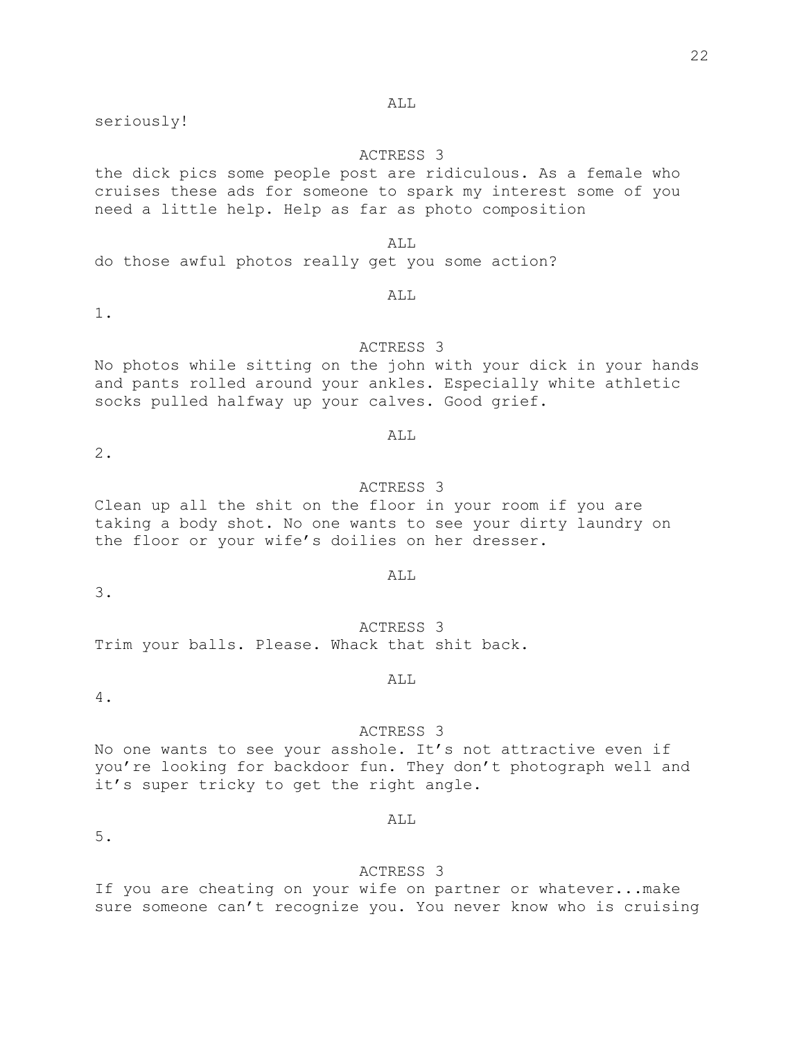ALL

seriously!

ACTRESS 3

the dick pics some people post are ridiculous. As a female who cruises these ads for someone to spark my interest some of you need a little help. Help as far as photo composition

ALL

do those awful photos really get you some action?

ALL

1.

ACTRESS 3

No photos while sitting on the john with your dick in your hands and pants rolled around your ankles. Especially white athletic socks pulled halfway up your calves. Good grief.

ALL

2.

ACTRESS 3

Clean up all the shit on the floor in your room if you are taking a body shot. No one wants to see your dirty laundry on the floor or your wife's doilies on her dresser.

ALL

3.

ACTRESS 3

Trim your balls. Please. Whack that shit back.

ALL

4.

ACTRESS 3

No one wants to see your asshole. It's not attractive even if you're looking for backdoor fun. They don't photograph well and it's super tricky to get the right angle.

ALL

5.

ACTRESS 3

If you are cheating on your wife on partner or whatever...make sure someone can't recognize you. You never know who is cruising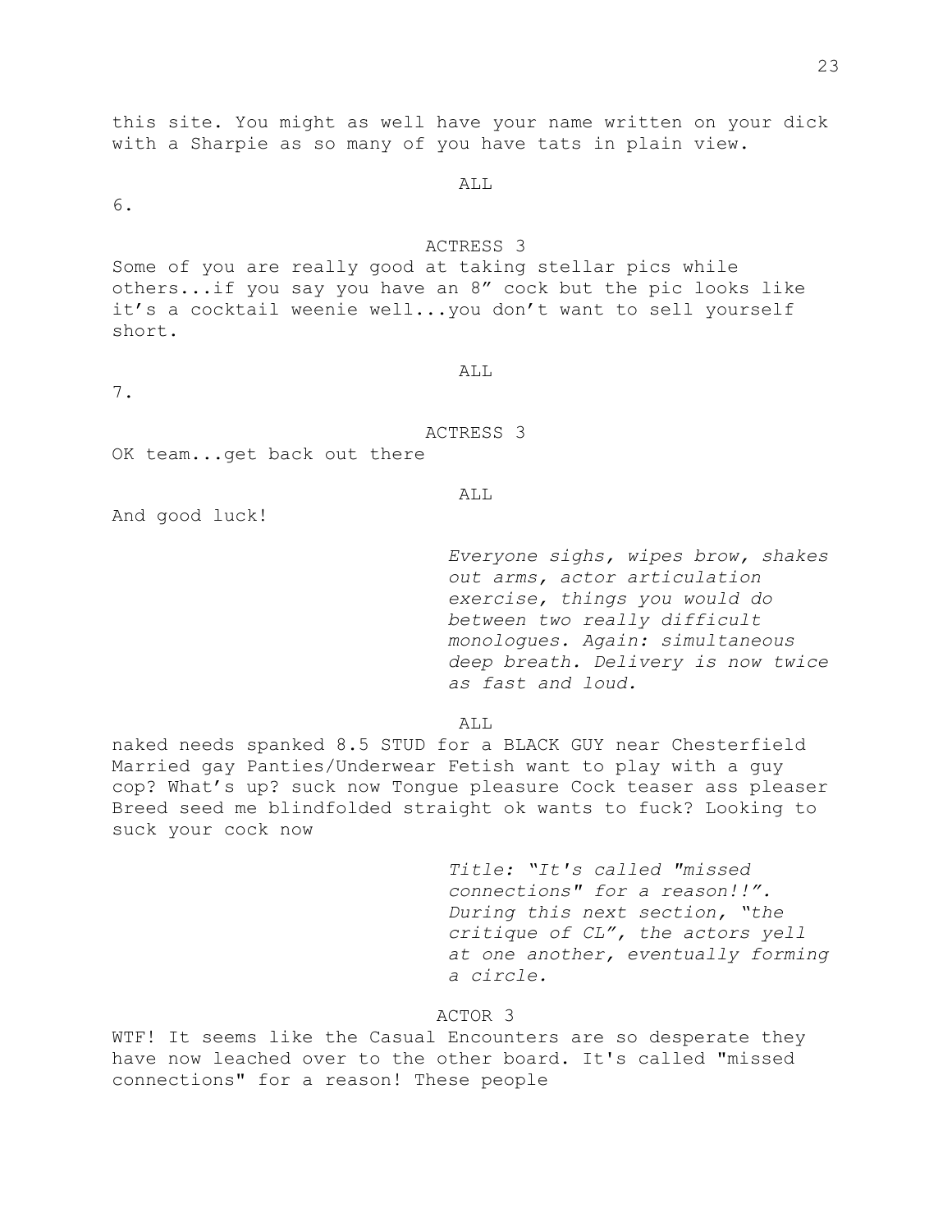this site. You might as well have your name written on your dick with a Sharpie as so many of you have tats in plain view.

ALL

6.

ACTRESS 3

Some of you are really good at taking stellar pics while others...if you say you have an 8” cock but the pic looks like it’s a cocktail weenie well...you don’t want to sell yourself short.

ALL

7.

ACTRESS 3

OK team...get back out there

ALL

And good luck!

*Everyone sighs, wipes brow, shakes out arms, actor articulation exercise, things you would do between two really difficult monologues. Again: simultaneous deep breath. Delivery is now twice as fast and loud.*

ALL

naked needs spanked 8.5 STUD for a BLACK GUY near Chesterfield Married gay Panties/Underwear Fetish want to play with a guy cop? What’s up? suck now Tongue pleasure Cock teaser ass pleaser Breed seed me blindfolded straight ok wants to fuck? Looking to suck your cock now

*Title: “It's called "missed connections" for a reason!!”. During this next section, “the critique of CL”, the actors yell at one another, eventually forming a circle.*

ACTOR 3

WTF! It seems like the Casual Encounters are so desperate they have now leached over to the other board. It's called "missed connections" for a reason! These people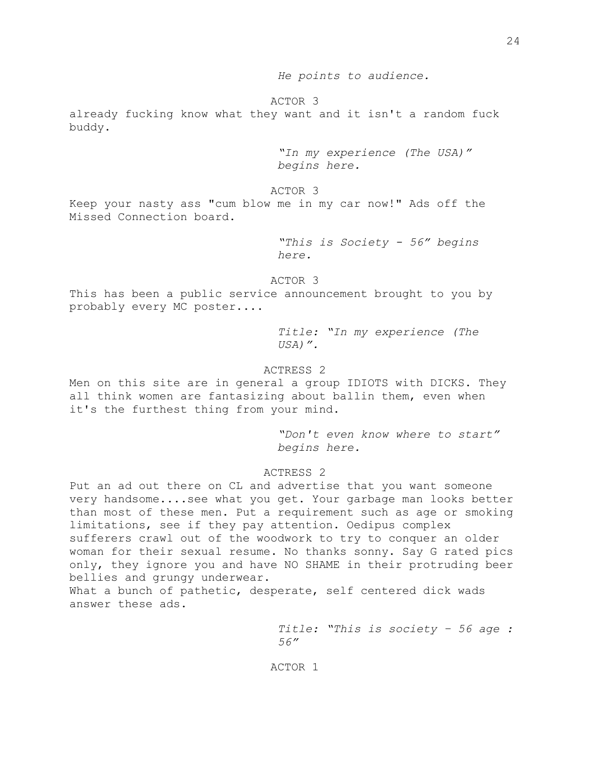*He points to audience.*

ACTOR 3

already fucking know what they want and it isn't a random fuck buddy.

*"In my experience (The USA)" begins here.*

ACTOR 3

Keep your nasty ass "cum blow me in my car now!" Ads off the Missed Connection board.

*"This is Society - 56" begins here.*

ACTOR 3

This has been a public service announcement brought to you by probably every MC poster....

*Title: "In my experience (The USA)".*

ACTRESS 2

Men on this site are in general a group IDIOTS with DICKS. They all think women are fantasizing about ballin them, even when it's the furthest thing from your mind.

*"Don't even know where to start" begins here.*

ACTRESS 2

Put an ad out there on CL and advertise that you want someone very handsome....see what you get. Your garbage man looks better than most of these men. Put a requirement such as age or smoking limitations, see if they pay attention. Oedipus complex sufferers crawl out of the woodwork to try to conquer an older woman for their sexual resume. No thanks sonny. Say G rated pics only, they ignore you and have NO SHAME in their protruding beer bellies and grungy underwear.
What a bunch of pathetic, desperate, self centered dick wads answer these ads.

*Title: "This is society – 56 age : 56"*

ACTOR 1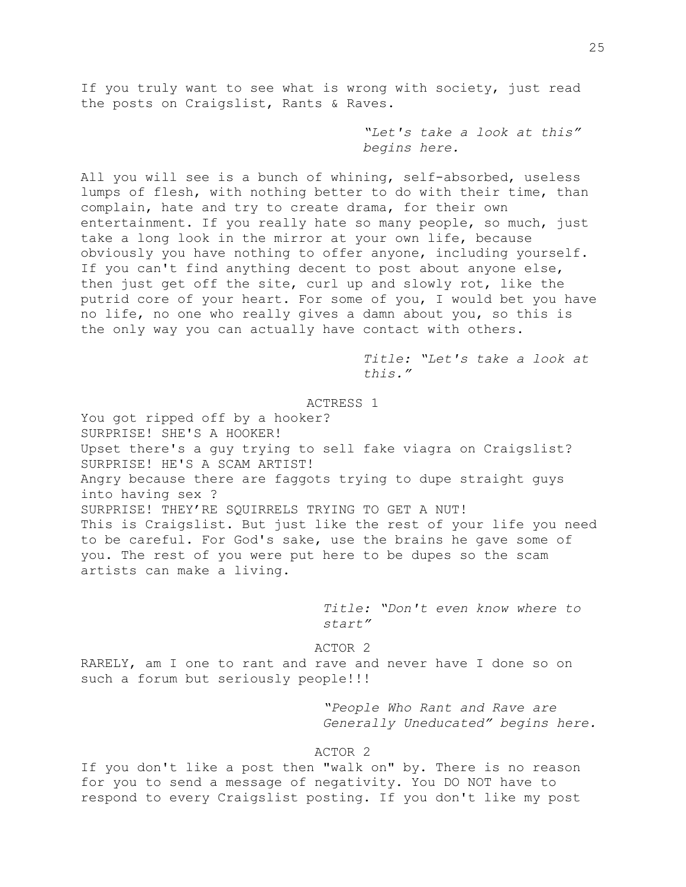If you truly want to see what is wrong with society, just read the posts on Craigslist, Rants & Raves.

*"Let's take a look at this" begins here.*

All you will see is a bunch of whining, self-absorbed, useless lumps of flesh, with nothing better to do with their time, than complain, hate and try to create drama, for their own entertainment. If you really hate so many people, so much, just take a long look in the mirror at your own life, because obviously you have nothing to offer anyone, including yourself. If you can't find anything decent to post about anyone else, then just get off the site, curl up and slowly rot, like the putrid core of your heart. For some of you, I would bet you have no life, no one who really gives a damn about you, so this is the only way you can actually have contact with others.

*Title: "Let's take a look at this."*

ACTRESS 1

You got ripped off by a hooker?
SURPRISE! SHE'S A HOOKER!
Upset there's a guy trying to sell fake viagra on Craigslist?
SURPRISE! HE'S A SCAM ARTIST!
Angry because there are faggots trying to dupe straight guys into having sex ?
SURPRISE! THEY'RE SQUIRRELS TRYING TO GET A NUT!
This is Craigslist. But just like the rest of your life you need to be careful. For God's sake, use the brains he gave some of you. The rest of you were put here to be dupes so the scam artists can make a living.

*Title: "Don't even know where to start"*

ACTOR 2

RARELY, am I one to rant and rave and never have I done so on such a forum but seriously people!!!

*"People Who Rant and Rave are Generally Uneducated" begins here.*

ACTOR 2

If you don't like a post then "walk on" by. There is no reason for you to send a message of negativity. You DO NOT have to respond to every Craigslist posting. If you don't like my post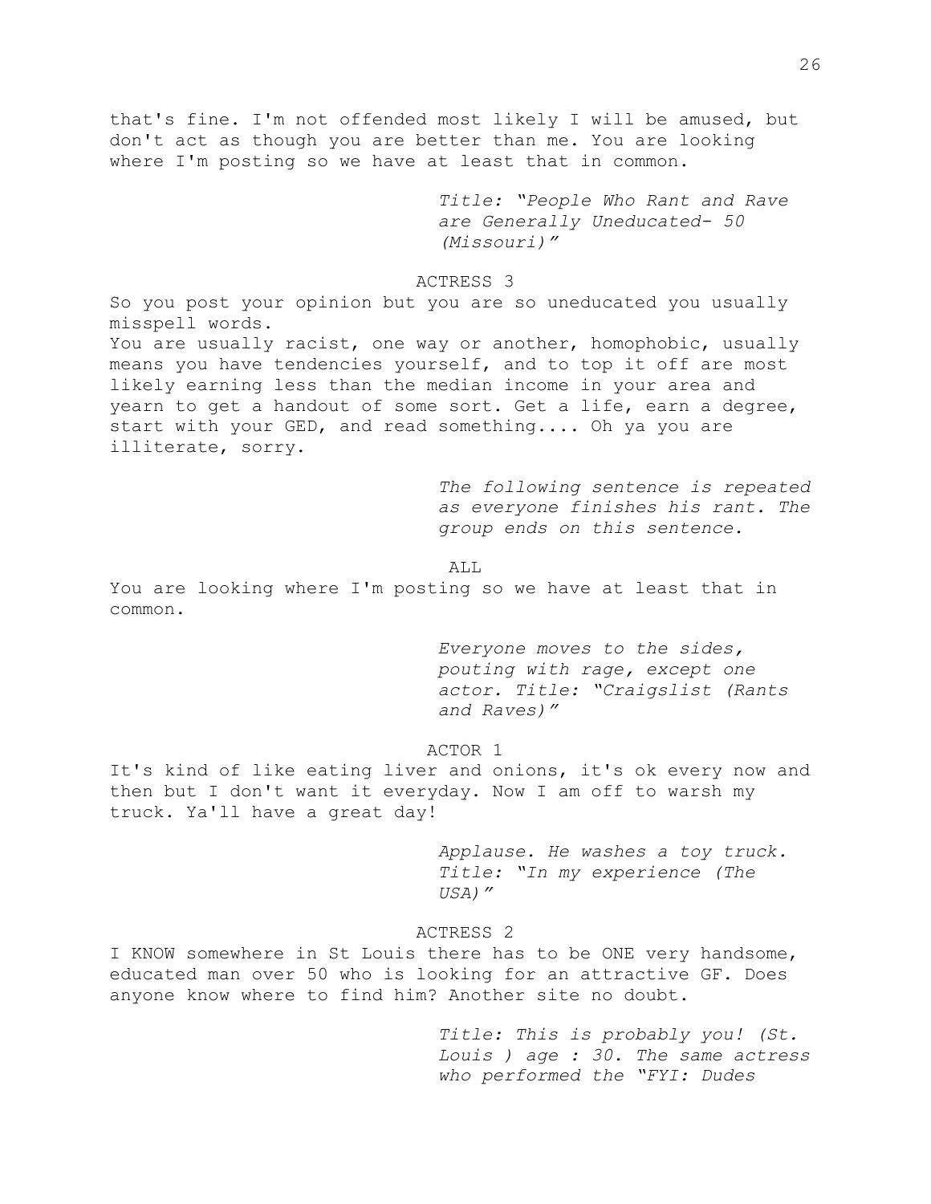that's fine. I'm not offended most likely I will be amused, but don't act as though you are better than me. You are looking where I'm posting so we have at least that in common.

*Title: "People Who Rant and Rave are Generally Uneducated- 50 (Missouri)"*

ACTRESS 3

So you post your opinion but you are so uneducated you usually misspell words.
You are usually racist, one way or another, homophobic, usually means you have tendencies yourself, and to top it off are most likely earning less than the median income in your area and yearn to get a handout of some sort. Get a life, earn a degree, start with your GED, and read something.... Oh ya you are illiterate, sorry.

*The following sentence is repeated as everyone finishes his rant. The group ends on this sentence.*

ALL

You are looking where I'm posting so we have at least that in common.

*Everyone moves to the sides, pouting with rage, except one actor. Title: "Craigslist (Rants and Raves)"*

ACTOR 1

It's kind of like eating liver and onions, it's ok every now and then but I don't want it everyday. Now I am off to warsh my truck. Ya'll have a great day!

*Applause. He washes a toy truck. Title: "In my experience (The USA)"*

ACTRESS 2

I KNOW somewhere in St Louis there has to be ONE very handsome, educated man over 50 who is looking for an attractive GF. Does anyone know where to find him? Another site no doubt.

*Title: This is probably you! (St. Louis ) age : 30. The same actress who performed the "FYI: Dudes*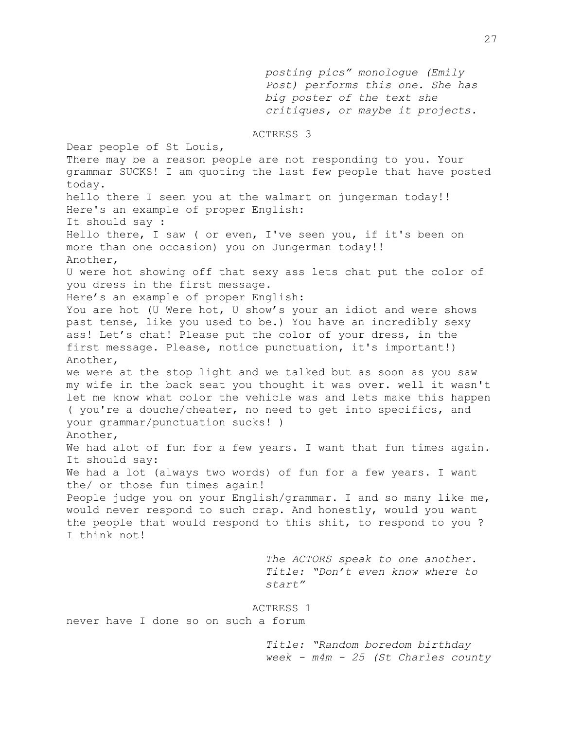*posting pics" monologue (Emily Post) performs this one. She has big poster of the text she critiques, or maybe it projects.*

ACTRESS 3

Dear people of St Louis,
There may be a reason people are not responding to you. Your grammar SUCKS! I am quoting the last few people that have posted today.
hello there I seen you at the walmart on jungerman today!!
Here's an example of proper English:
It should say :
Hello there, I saw ( or even, I've seen you, if it's been on more than one occasion) you on Jungerman today!!
Another,
U were hot showing off that sexy ass lets chat put the color of you dress in the first message.
Here's an example of proper English:
You are hot (U Were hot, U show's your an idiot and were shows past tense, like you used to be.) You have an incredibly sexy ass! Let's chat! Please put the color of your dress, in the first message. Please, notice punctuation, it's important!)
Another,
we were at the stop light and we talked but as soon as you saw my wife in the back seat you thought it was over. well it wasn't let me know what color the vehicle was and lets make this happen ( you're a douche/cheater, no need to get into specifics, and your grammar/punctuation sucks! )
Another,
We had alot of fun for a few years. I want that fun times again.
It should say:
We had a lot (always two words) of fun for a few years. I want the/ or those fun times again!
People judge you on your English/grammar. I and so many like me, would never respond to such crap. And honestly, would you want the people that would respond to this shit, to respond to you ?
I think not!

*The ACTORS speak to one another. Title: "Don't even know where to start"*

ACTRESS 1

never have I done so on such a forum

*Title: "Random boredom birthday week - m4m - 25 (St Charles county*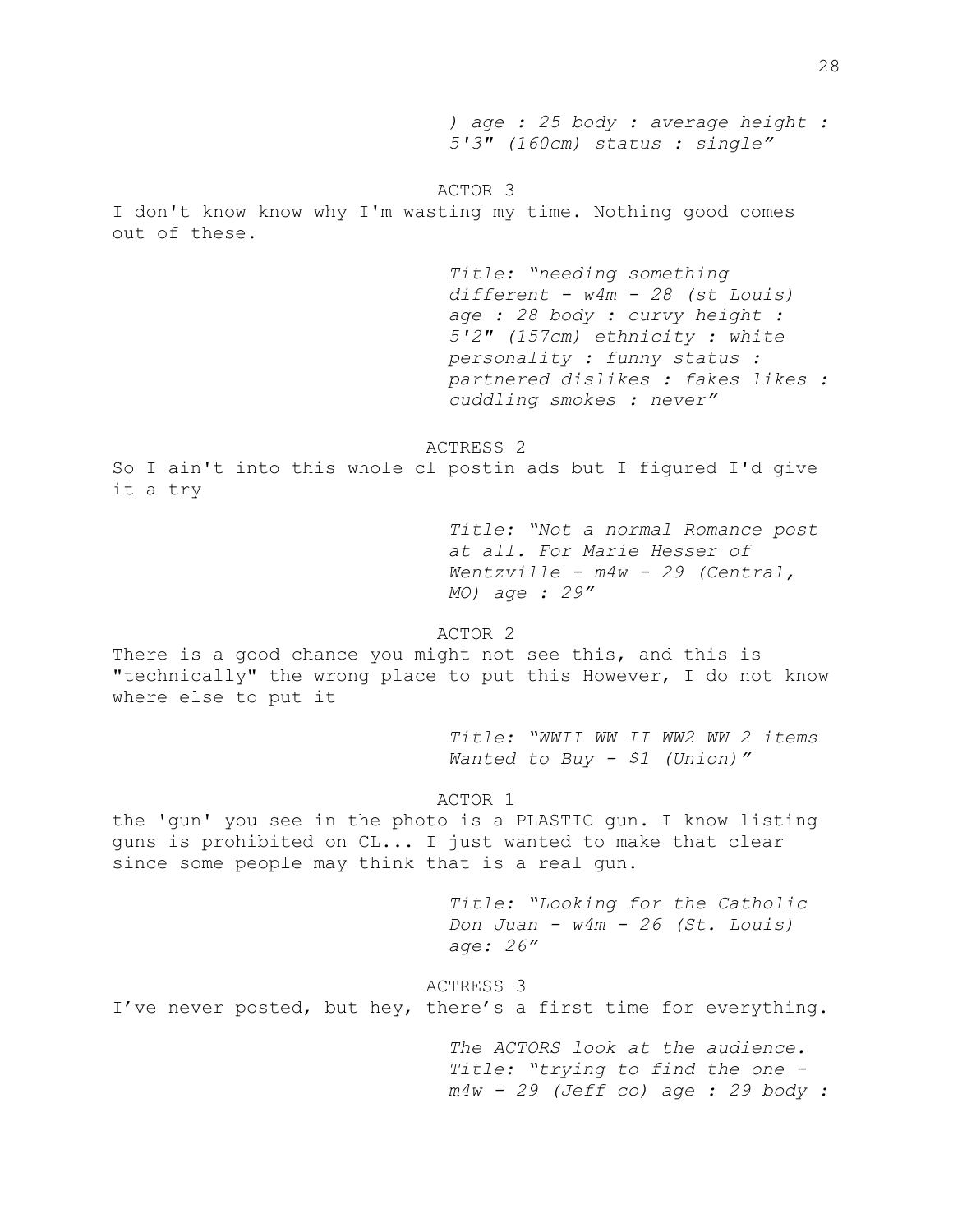*) age : 25 body : average height : 5'3" (160cm) status : single"*

ACTOR 3

I don't know know why I'm wasting my time. Nothing good comes out of these.

*Title: "needing something different - w4m - 28 (st Louis) age : 28 body : curvy height : 5'2" (157cm) ethnicity : white personality : funny status : partnered dislikes : fakes likes : cuddling smokes : never"*

ACTRESS 2

So I ain't into this whole cl postin ads but I figured I'd give it a try

*Title: "Not a normal Romance post at all. For Marie Hesser of Wentzville - m4w - 29 (Central, MO) age : 29"*

ACTOR 2

There is a good chance you might not see this, and this is "technically" the wrong place to put this However, I do not know where else to put it

*Title: "WWII WW II WW2 WW 2 items Wanted to Buy - $1 (Union)"*

ACTOR 1

the 'gun' you see in the photo is a PLASTIC gun. I know listing guns is prohibited on CL... I just wanted to make that clear since some people may think that is a real gun.

*Title: "Looking for the Catholic Don Juan - w4m - 26 (St. Louis) age: 26"*

ACTRESS 3

I've never posted, but hey, there's a first time for everything.

*The ACTORS look at the audience. Title: "trying to find the one - m4w - 29 (Jeff co) age : 29 body :*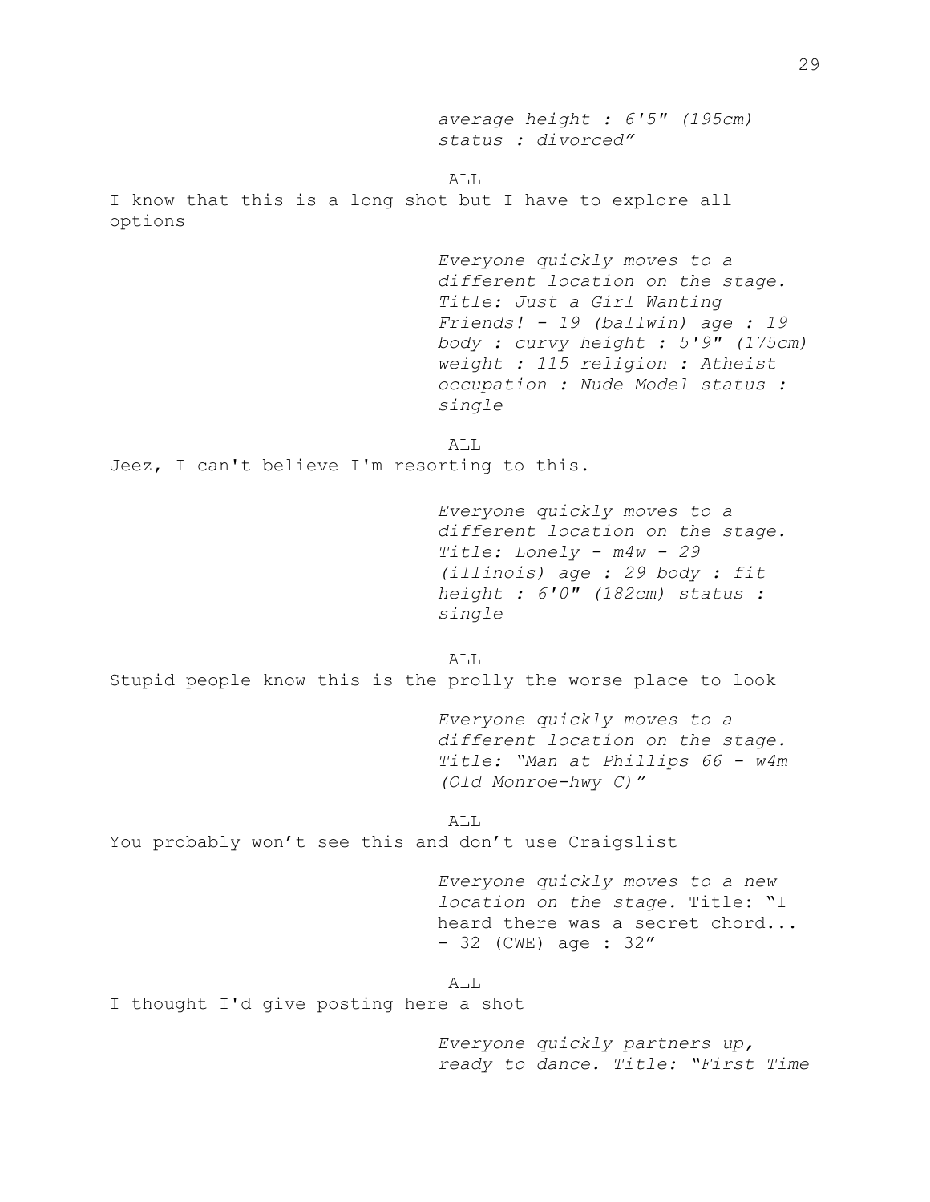*average height : 6'5" (195cm)*
*status : divorced"*

ALL

I know that this is a long shot but I have to explore all options

*Everyone quickly moves to a different location on the stage. Title: Just a Girl Wanting Friends! - 19 (ballwin) age : 19 body : curvy height : 5'9" (175cm) weight : 115 religion : Atheist occupation : Nude Model status : single*

ALL

Jeez, I can't believe I'm resorting to this.

*Everyone quickly moves to a different location on the stage. Title: Lonely - m4w - 29 (illinois) age : 29 body : fit height : 6'0" (182cm) status : single*

ALL

Stupid people know this is the prolly the worse place to look

*Everyone quickly moves to a different location on the stage. Title: "Man at Phillips 66 - w4m (Old Monroe-hwy C)"*

ALL

You probably won't see this and don't use Craigslist

*Everyone quickly moves to a new location on the stage.* Title: "I heard there was a secret chord... - 32 (CWE) age : 32"

ALL

I thought I'd give posting here a shot

*Everyone quickly partners up, ready to dance. Title: "First Time*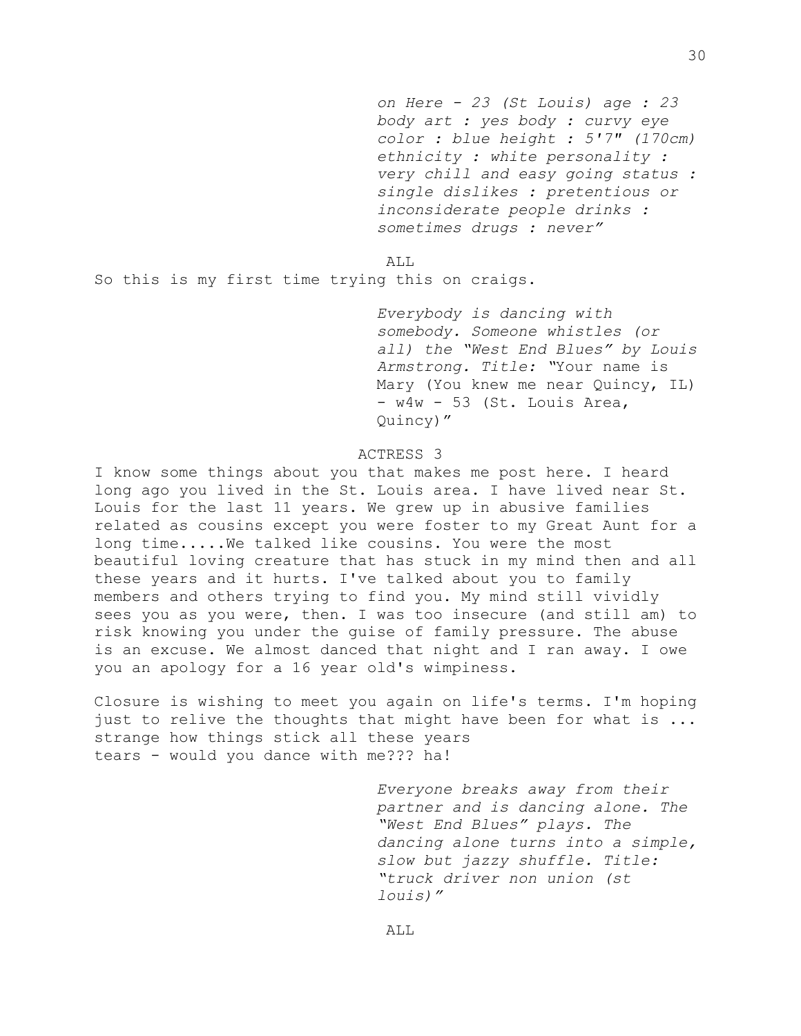*on Here - 23 (St Louis) age : 23 body art : yes body : curvy eye color : blue height : 5'7" (170cm) ethnicity : white personality : very chill and easy going status : single dislikes : pretentious or inconsiderate people drinks : sometimes drugs : never"*

ALL

So this is my first time trying this on craigs.

*Everybody is dancing with somebody. Someone whistles (or all) the "West End Blues" by Louis Armstrong. Title:* "Your name is Mary (You knew me near Quincy, IL) - w4w - 53 (St. Louis Area, Quincy)"

ACTRESS 3

I know some things about you that makes me post here. I heard long ago you lived in the St. Louis area. I have lived near St. Louis for the last 11 years. We grew up in abusive families related as cousins except you were foster to my Great Aunt for a long time.....We talked like cousins. You were the most beautiful loving creature that has stuck in my mind then and all these years and it hurts. I've talked about you to family members and others trying to find you. My mind still vividly sees you as you were, then. I was too insecure (and still am) to risk knowing you under the guise of family pressure. The abuse is an excuse. We almost danced that night and I ran away. I owe you an apology for a 16 year old's wimpiness.

Closure is wishing to meet you again on life's terms. I'm hoping just to relive the thoughts that might have been for what is ... strange how things stick all these years
tears - would you dance with me??? ha!

*Everyone breaks away from their partner and is dancing alone. The "West End Blues" plays. The dancing alone turns into a simple, slow but jazzy shuffle. Title: "truck driver non union (st louis)"*

ALL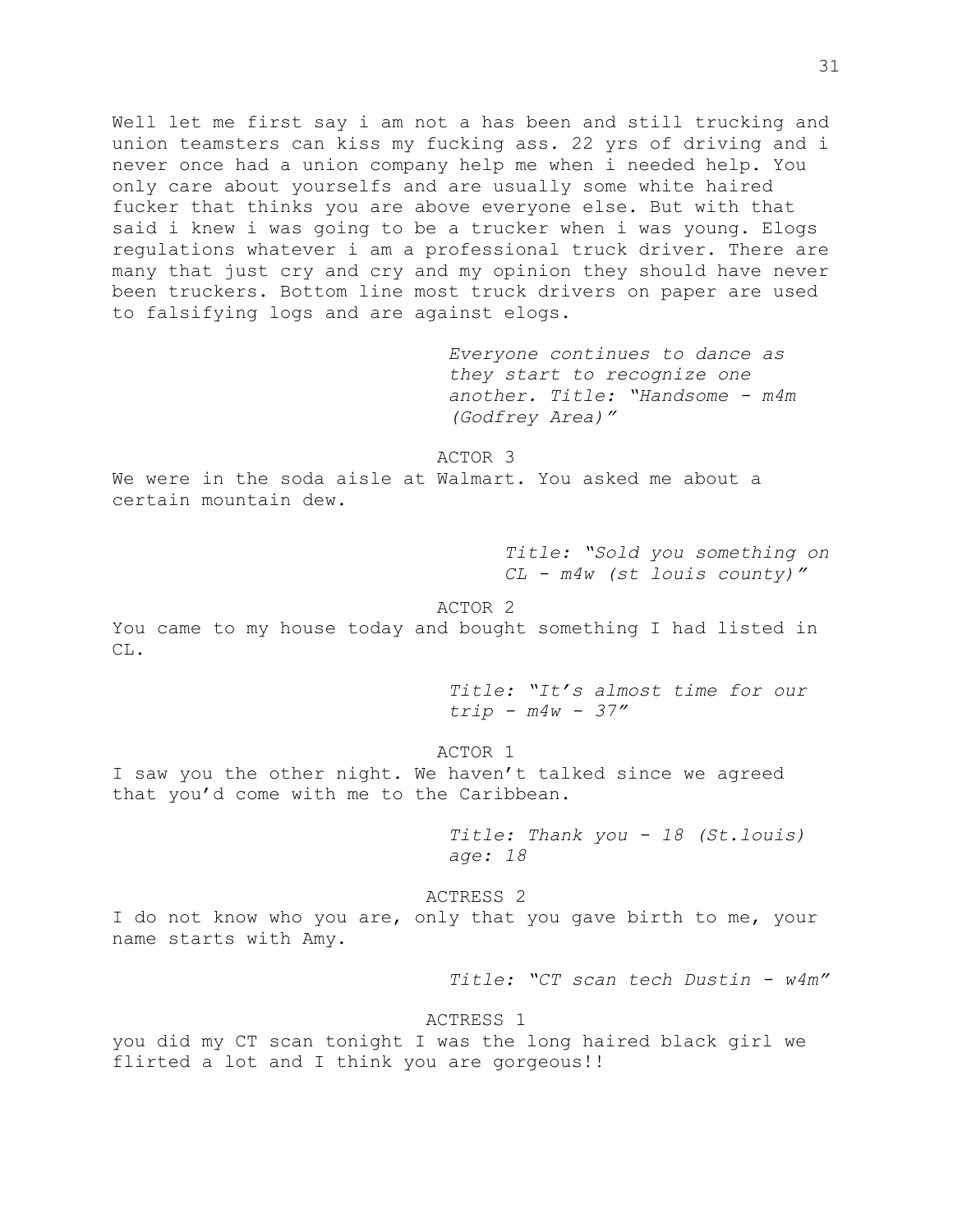Well let me first say i am not a has been and still trucking and union teamsters can kiss my fucking ass. 22 yrs of driving and i never once had a union company help me when i needed help. You only care about yourselfs and are usually some white haired fucker that thinks you are above everyone else. But with that said i knew i was going to be a trucker when i was young. Elogs regulations whatever i am a professional truck driver. There are many that just cry and cry and my opinion they should have never been truckers. Bottom line most truck drivers on paper are used to falsifying logs and are against elogs.

*Everyone continues to dance as they start to recognize one another. Title: "Handsome - m4m (Godfrey Area)"*

ACTOR 3

We were in the soda aisle at Walmart. You asked me about a certain mountain dew.

*Title: "Sold you something on CL - m4w (st louis county)"*

ACTOR 2

You came to my house today and bought something I had listed in CL.

*Title: "It's almost time for our trip - m4w - 37"*

ACTOR 1

I saw you the other night. We haven't talked since we agreed that you'd come with me to the Caribbean.

*Title: Thank you - 18 (St.louis) age: 18*

ACTRESS 2

I do not know who you are, only that you gave birth to me, your name starts with Amy.

*Title: "CT scan tech Dustin - w4m"*

ACTRESS 1

you did my CT scan tonight I was the long haired black girl we flirted a lot and I think you are gorgeous!!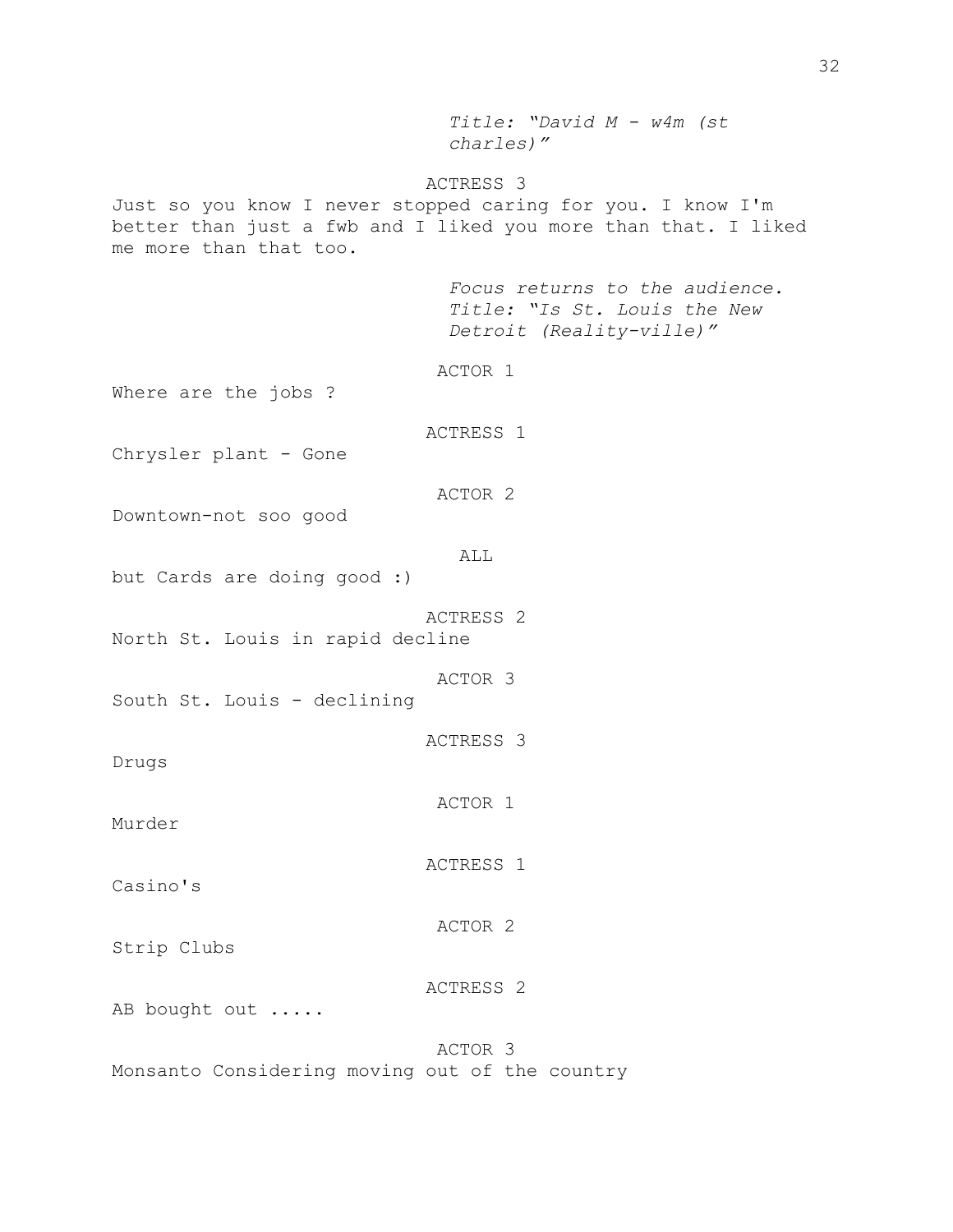*Title: "David M - w4m (st charles)"*

ACTRESS 3

Just so you know I never stopped caring for you. I know I'm better than just a fwb and I liked you more than that. I liked me more than that too.

*Focus returns to the audience. Title: "Is St. Louis the New Detroit (Reality-ville)"*

ACTOR 1

Where are the jobs ?

ACTRESS 1

Chrysler plant - Gone

ACTOR 2

Downtown-not soo good

ALL

but Cards are doing good :)

ACTRESS 2

North St. Louis in rapid decline

ACTOR 3

South St. Louis - declining

ACTRESS 3

Drugs

ACTOR 1

Murder

ACTRESS 1

Casino's

ACTOR 2

Strip Clubs

ACTRESS 2

AB bought out .....

ACTOR 3

Monsanto Considering moving out of the country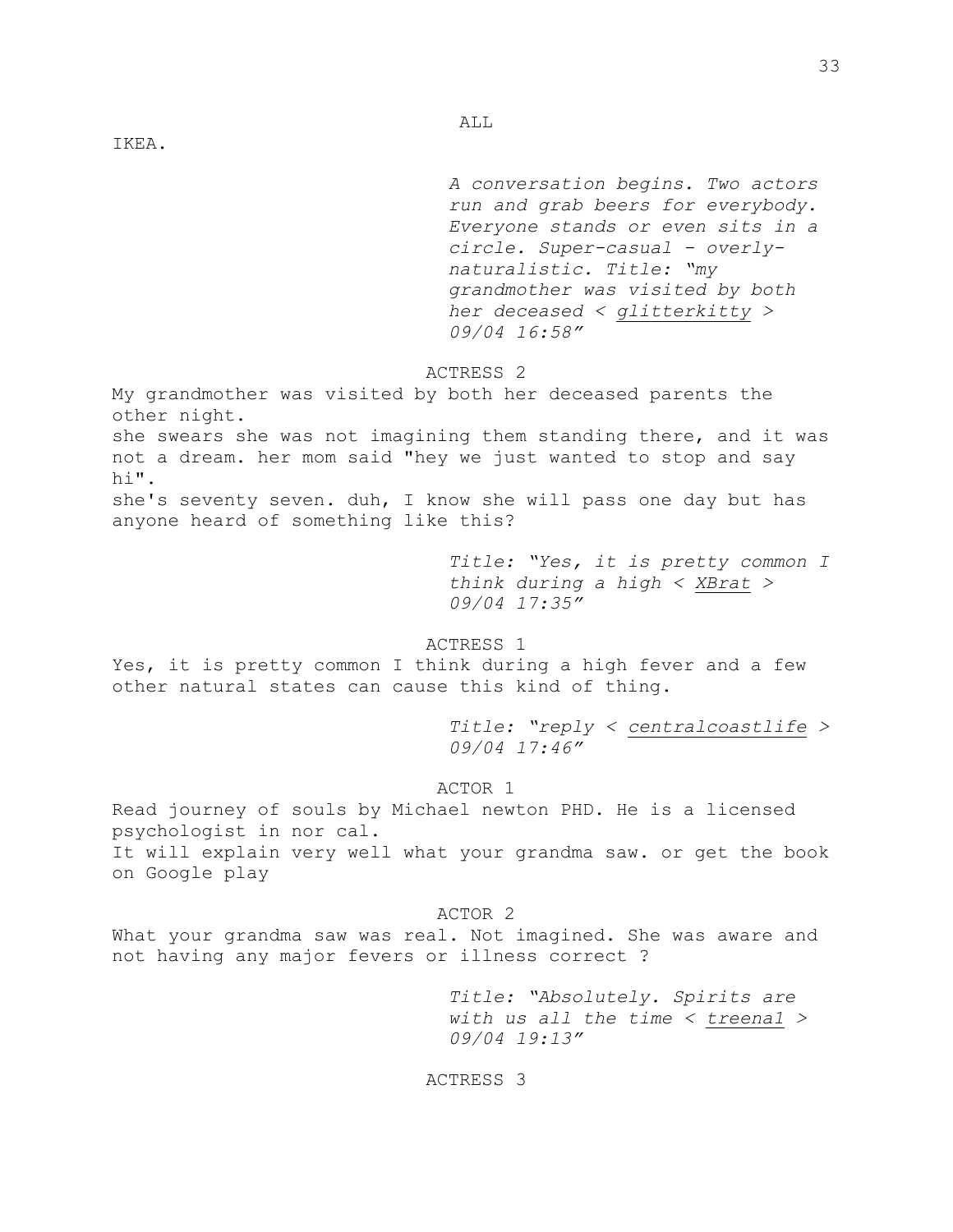ALL

IKEA.

*A conversation begins. Two actors run and grab beers for everybody. Everyone stands or even sits in a circle. Super-casual - overly-naturalistic. Title: "my grandmother was visited by both her deceased < glitterkitty > 09/04 16:58"*

ACTRESS 2

My grandmother was visited by both her deceased parents the other night.
she swears she was not imagining them standing there, and it was not a dream. her mom said "hey we just wanted to stop and say hi".
she's seventy seven. duh, I know she will pass one day but has anyone heard of something like this?

*Title: "Yes, it is pretty common I think during a high < XBrat > 09/04 17:35"*

ACTRESS 1

Yes, it is pretty common I think during a high fever and a few other natural states can cause this kind of thing.

*Title: "reply < centralcoastlife > 09/04 17:46"*

ACTOR 1

Read journey of souls by Michael newton PHD. He is a licensed psychologist in nor cal.
It will explain very well what your grandma saw. or get the book on Google play

ACTOR 2

What your grandma saw was real. Not imagined. She was aware and not having any major fevers or illness correct ?

*Title: "Absolutely. Spirits are with us all the time < treena1 > 09/04 19:13"*

ACTRESS 3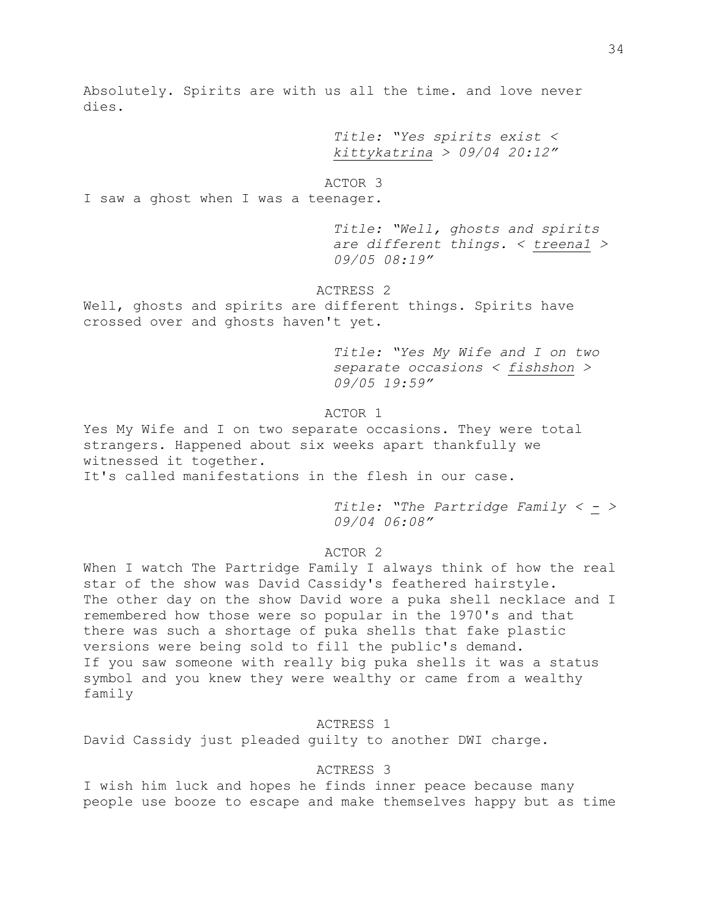Absolutely. Spirits are with us all the time. and love never dies.

*Title: "Yes spirits exist < kittykatrina > 09/04 20:12"*

ACTOR 3

I saw a ghost when I was a teenager.

*Title: "Well, ghosts and spirits are different things. < treena1 > 09/05 08:19"*

ACTRESS 2

Well, ghosts and spirits are different things. Spirits have crossed over and ghosts haven't yet.

*Title: "Yes My Wife and I on two separate occasions < fishshon > 09/05 19:59"*

ACTOR 1

Yes My Wife and I on two separate occasions. They were total strangers. Happened about six weeks apart thankfully we witnessed it together.
It's called manifestations in the flesh in our case.

*Title: "The Partridge Family < - > 09/04 06:08"*

ACTOR 2

When I watch The Partridge Family I always think of how the real star of the show was David Cassidy's feathered hairstyle.
The other day on the show David wore a puka shell necklace and I remembered how those were so popular in the 1970's and that there was such a shortage of puka shells that fake plastic versions were being sold to fill the public's demand.
If you saw someone with really big puka shells it was a status symbol and you knew they were wealthy or came from a wealthy family

ACTRESS 1

David Cassidy just pleaded guilty to another DWI charge.

ACTRESS 3

I wish him luck and hopes he finds inner peace because many people use booze to escape and make themselves happy but as time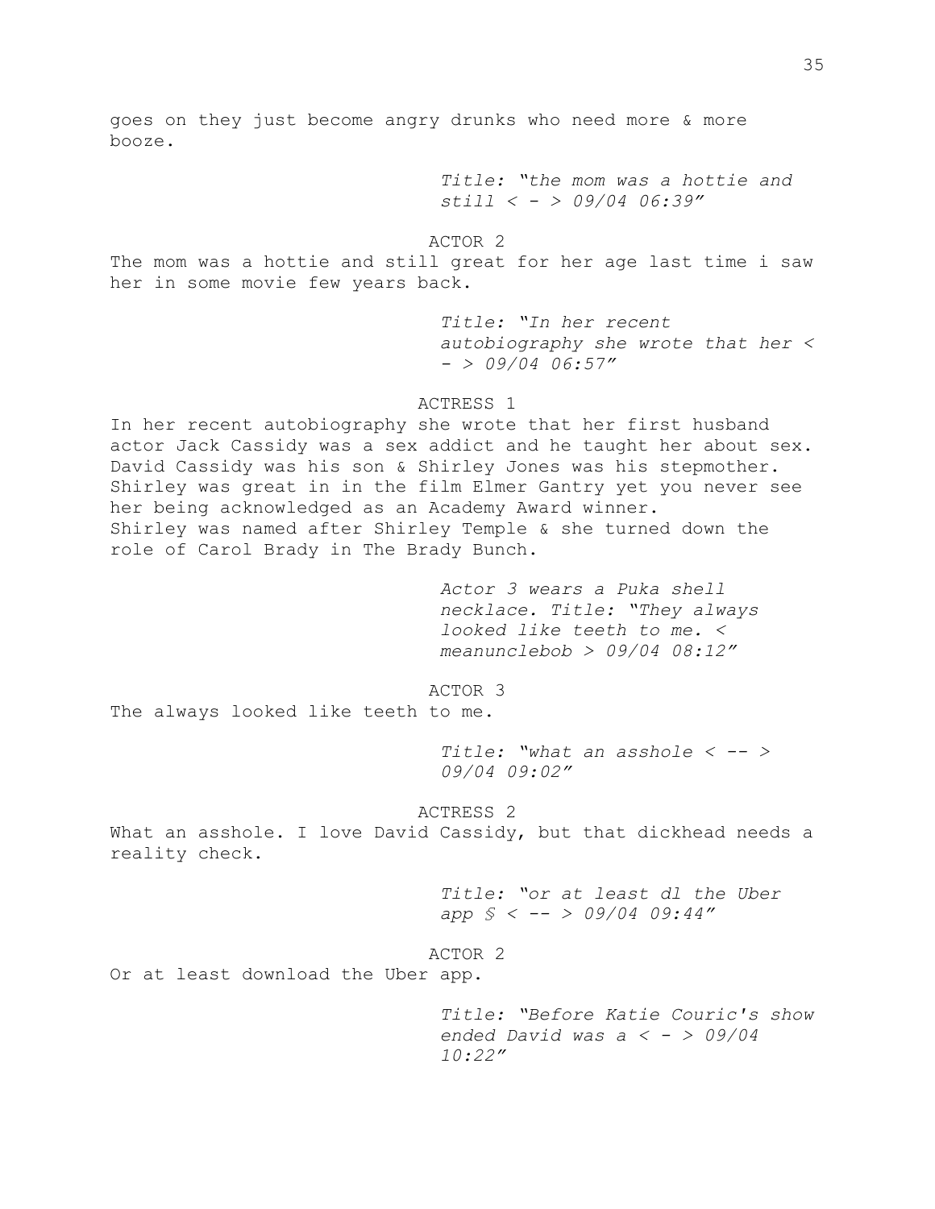goes on they just become angry drunks who need more & more booze.

*Title: "the mom was a hottie and still < - > 09/04 06:39"*

ACTOR 2

The mom was a hottie and still great for her age last time i saw her in some movie few years back.

*Title: "In her recent autobiography she wrote that her < - > 09/04 06:57"*

ACTRESS 1

In her recent autobiography she wrote that her first husband actor Jack Cassidy was a sex addict and he taught her about sex. David Cassidy was his son & Shirley Jones was his stepmother. Shirley was great in in the film Elmer Gantry yet you never see her being acknowledged as an Academy Award winner. Shirley was named after Shirley Temple & she turned down the role of Carol Brady in The Brady Bunch.

*Actor 3 wears a Puka shell necklace. Title: "They always looked like teeth to me. < meanunclebob > 09/04 08:12"*

ACTOR 3

The always looked like teeth to me.

*Title: "what an asshole < -- > 09/04 09:02"*

ACTRESS 2

What an asshole. I love David Cassidy, but that dickhead needs a reality check.

*Title: "or at least dl the Uber app § < -- > 09/04 09:44"*

ACTOR 2

Or at least download the Uber app.

*Title: "Before Katie Couric's show ended David was a < - > 09/04 10:22"*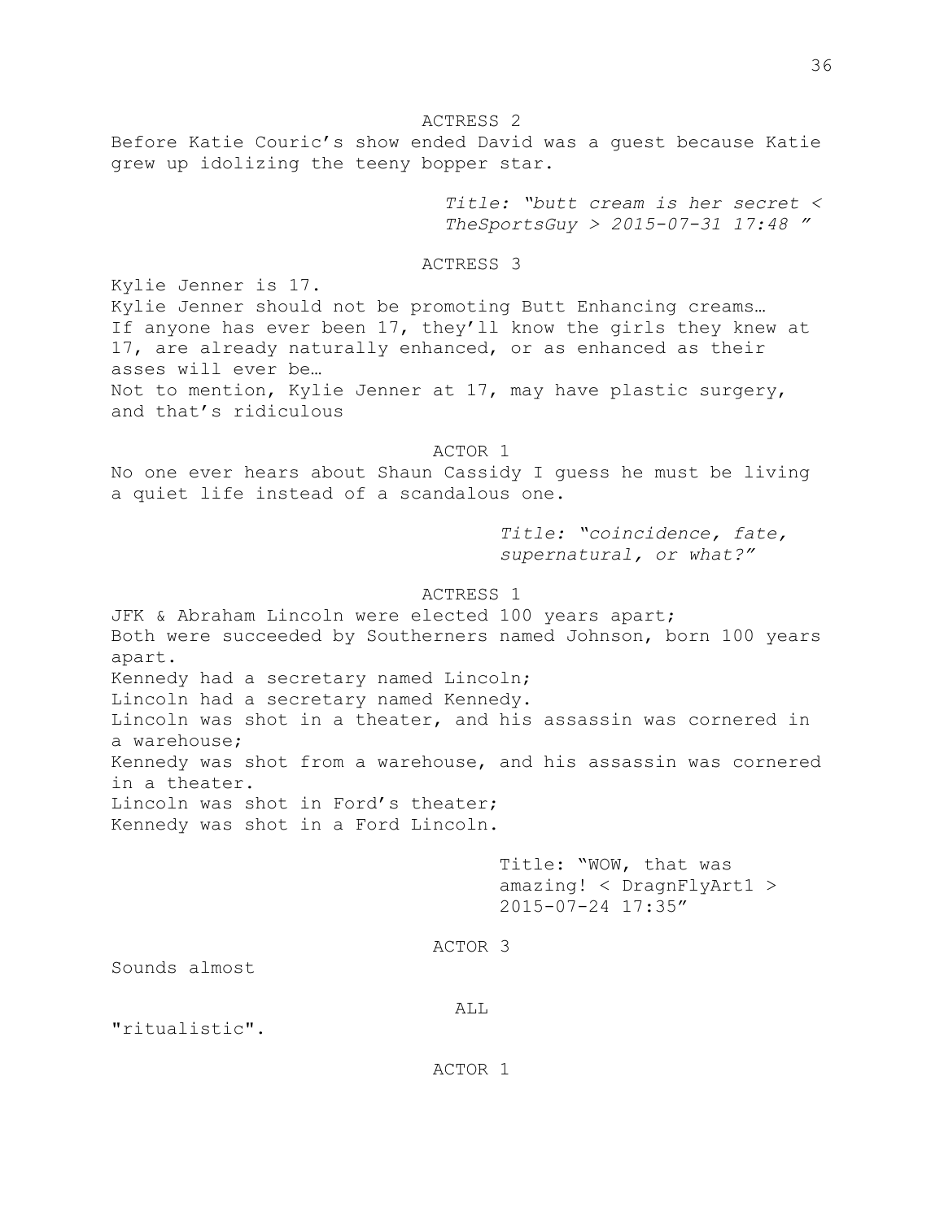ACTRESS 2

Before Katie Couric's show ended David was a guest because Katie grew up idolizing the teeny bopper star.

*Title: "butt cream is her secret < TheSportsGuy > 2015-07-31 17:48 "*

ACTRESS 3

Kylie Jenner is 17.
Kylie Jenner should not be promoting Butt Enhancing creams…
If anyone has ever been 17, they'll know the girls they knew at 17, are already naturally enhanced, or as enhanced as their asses will ever be…
Not to mention, Kylie Jenner at 17, may have plastic surgery, and that's ridiculous

ACTOR 1

No one ever hears about Shaun Cassidy I guess he must be living a quiet life instead of a scandalous one.

*Title: "coincidence, fate, supernatural, or what?"*

ACTRESS 1

JFK & Abraham Lincoln were elected 100 years apart;
Both were succeeded by Southerners named Johnson, born 100 years apart.
Kennedy had a secretary named Lincoln;
Lincoln had a secretary named Kennedy.
Lincoln was shot in a theater, and his assassin was cornered in a warehouse;
Kennedy was shot from a warehouse, and his assassin was cornered in a theater.
Lincoln was shot in Ford's theater;
Kennedy was shot in a Ford Lincoln.

Title: "WOW, that was amazing! < DragnFlyArt1 > 2015-07-24 17:35"

ACTOR 3

Sounds almost

ALL

"ritualistic".

ACTOR 1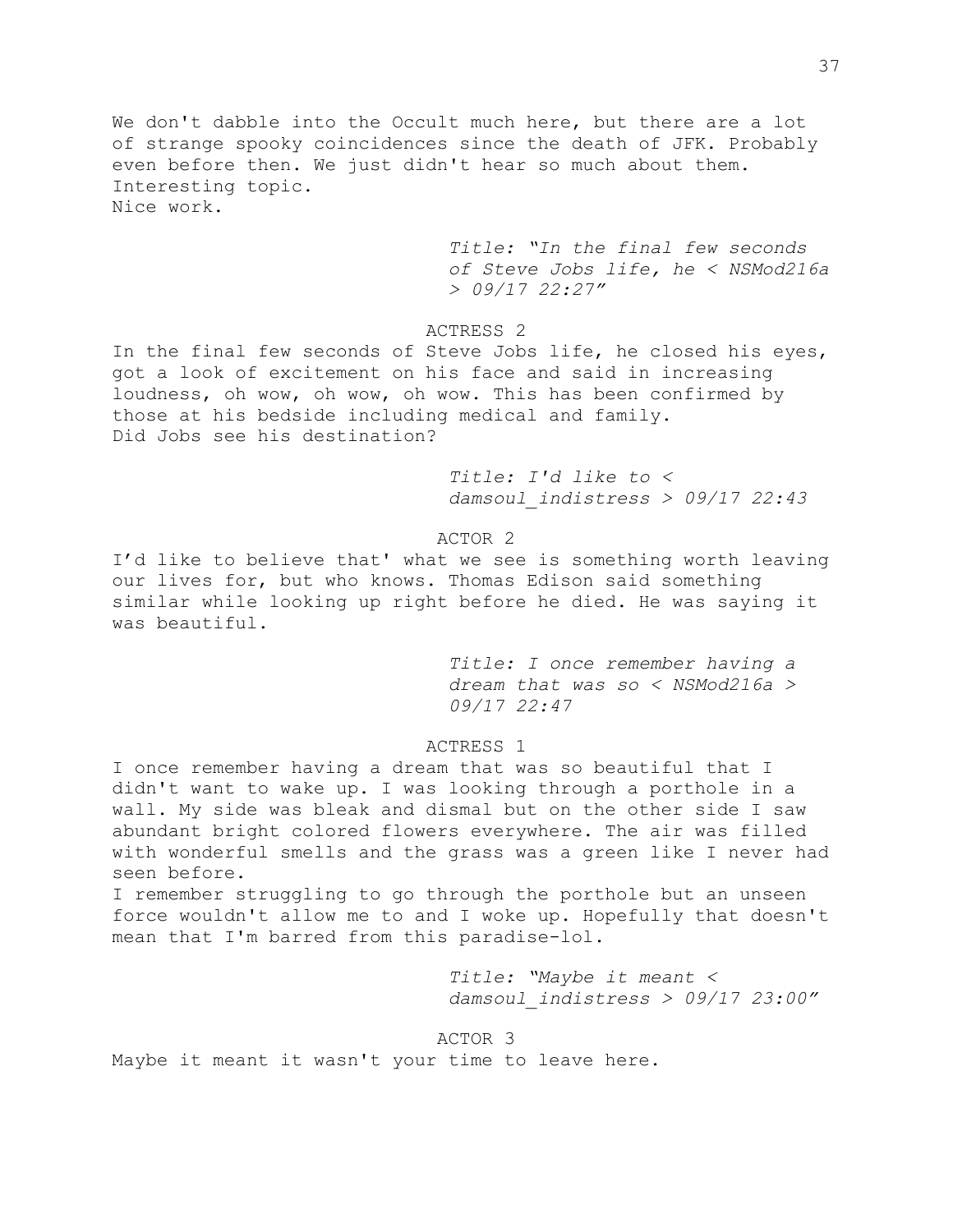We don't dabble into the Occult much here, but there are a lot of strange spooky coincidences since the death of JFK. Probably even before then. We just didn't hear so much about them. Interesting topic.
Nice work.

*Title: "In the final few seconds of Steve Jobs life, he < NSMod216a > 09/17 22:27"*

ACTRESS 2

In the final few seconds of Steve Jobs life, he closed his eyes, got a look of excitement on his face and said in increasing loudness, oh wow, oh wow, oh wow. This has been confirmed by those at his bedside including medical and family.
Did Jobs see his destination?

*Title: I'd like to < damsoul_indistress > 09/17 22:43*

ACTOR 2

I'd like to believe that' what we see is something worth leaving our lives for, but who knows. Thomas Edison said something similar while looking up right before he died. He was saying it was beautiful.

*Title: I once remember having a dream that was so < NSMod216a > 09/17 22:47*

ACTRESS 1

I once remember having a dream that was so beautiful that I didn't want to wake up. I was looking through a porthole in a wall. My side was bleak and dismal but on the other side I saw abundant bright colored flowers everywhere. The air was filled with wonderful smells and the grass was a green like I never had seen before.
I remember struggling to go through the porthole but an unseen force wouldn't allow me to and I woke up. Hopefully that doesn't mean that I'm barred from this paradise-lol.

*Title: "Maybe it meant < damsoul_indistress > 09/17 23:00"*

ACTOR 3

Maybe it meant it wasn't your time to leave here.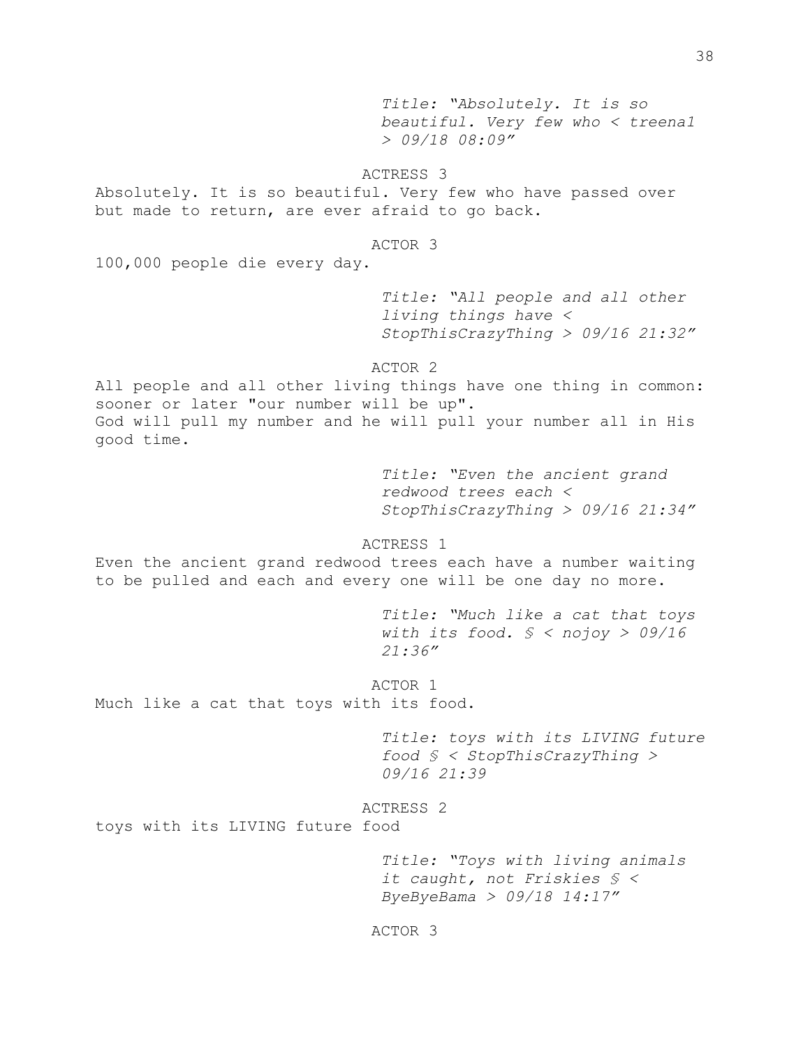*Title: "Absolutely. It is so beautiful. Very few who < treena1 > 09/18 08:09"*

ACTRESS 3

Absolutely. It is so beautiful. Very few who have passed over but made to return, are ever afraid to go back.

ACTOR 3

100,000 people die every day.

*Title: "All people and all other living things have < StopThisCrazyThing > 09/16 21:32"*

ACTOR 2

All people and all other living things have one thing in common: sooner or later "our number will be up".
God will pull my number and he will pull your number all in His good time.

*Title: "Even the ancient grand redwood trees each < StopThisCrazyThing > 09/16 21:34"*

ACTRESS 1

Even the ancient grand redwood trees each have a number waiting to be pulled and each and every one will be one day no more.

*Title: "Much like a cat that toys with its food. § < nojoy > 09/16 21:36"*

ACTOR 1

Much like a cat that toys with its food.

*Title: toys with its LIVING future food § < StopThisCrazyThing > 09/16 21:39*

ACTRESS 2

toys with its LIVING future food

*Title: "Toys with living animals it caught, not Friskies § < ByeByeBama > 09/18 14:17"*

ACTOR 3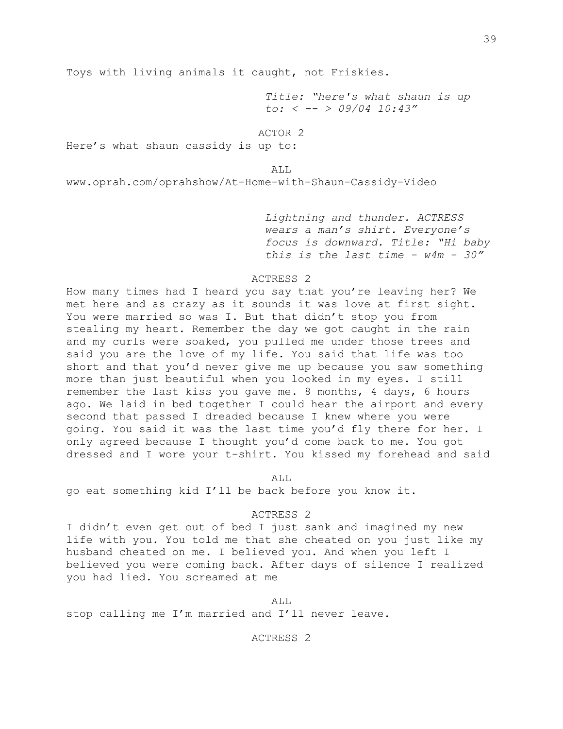Toys with living animals it caught, not Friskies.

*Title: "here's what shaun is up to: < -- > 09/04 10:43"*

ACTOR 2

Here's what shaun cassidy is up to:

ALL

www.oprah.com/oprahshow/At-Home-with-Shaun-Cassidy-Video

*Lightning and thunder. ACTRESS wears a man's shirt. Everyone's focus is downward. Title: "Hi baby this is the last time - w4m - 30"*

ACTRESS 2

How many times had I heard you say that you're leaving her? We met here and as crazy as it sounds it was love at first sight. You were married so was I. But that didn't stop you from stealing my heart. Remember the day we got caught in the rain and my curls were soaked, you pulled me under those trees and said you are the love of my life. You said that life was too short and that you'd never give me up because you saw something more than just beautiful when you looked in my eyes. I still remember the last kiss you gave me. 8 months, 4 days, 6 hours ago. We laid in bed together I could hear the airport and every second that passed I dreaded because I knew where you were going. You said it was the last time you'd fly there for her. I only agreed because I thought you'd come back to me. You got dressed and I wore your t-shirt. You kissed my forehead and said

ALL

go eat something kid I'll be back before you know it.

ACTRESS 2

I didn't even get out of bed I just sank and imagined my new life with you. You told me that she cheated on you just like my husband cheated on me. I believed you. And when you left I believed you were coming back. After days of silence I realized you had lied. You screamed at me

ALL

stop calling me I'm married and I'll never leave.

ACTRESS 2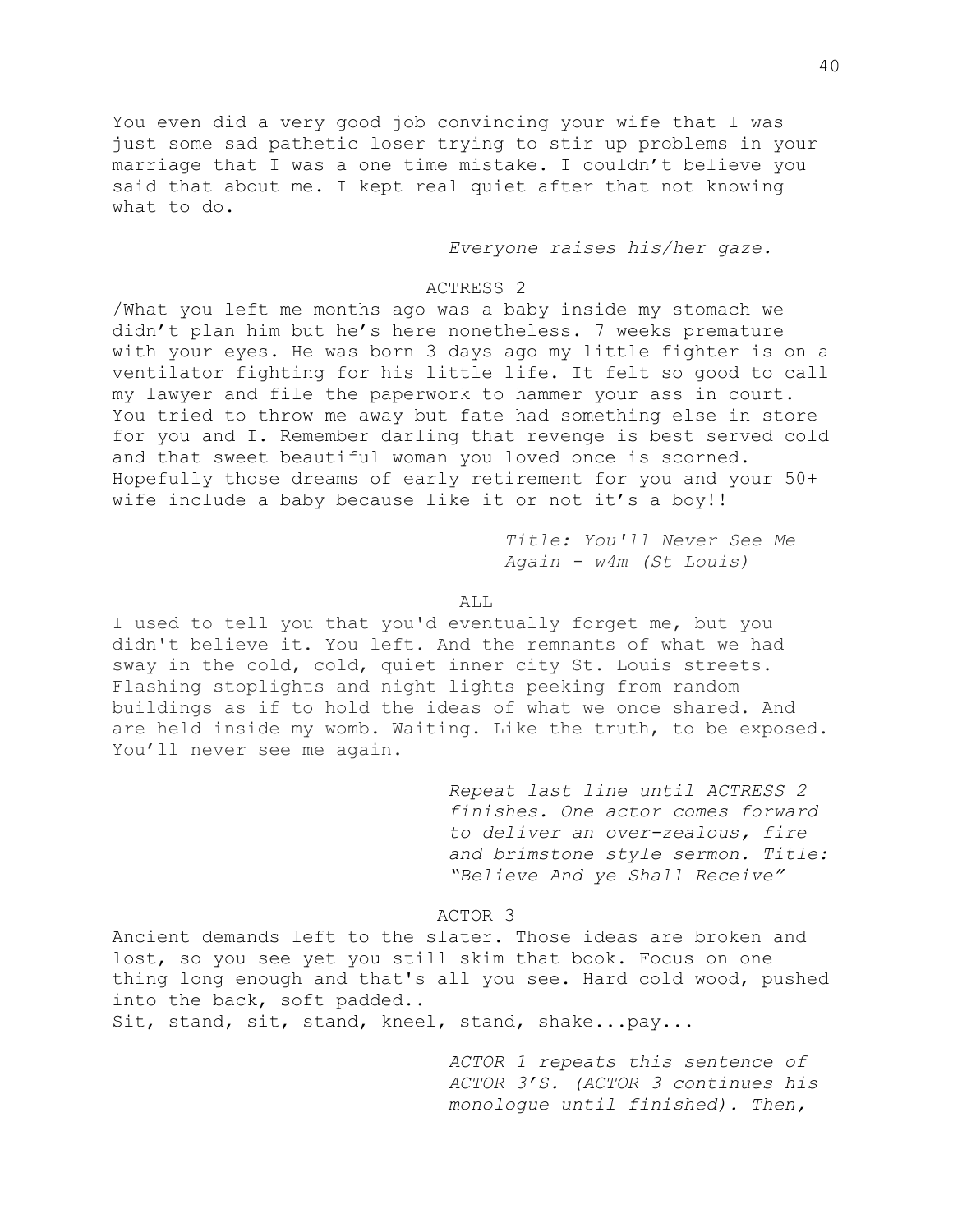You even did a very good job convincing your wife that I was just some sad pathetic loser trying to stir up problems in your marriage that I was a one time mistake. I couldn't believe you said that about me. I kept real quiet after that not knowing what to do.

*Everyone raises his/her gaze.*

ACTRESS 2

/What you left me months ago was a baby inside my stomach we didn't plan him but he's here nonetheless. 7 weeks premature with your eyes. He was born 3 days ago my little fighter is on a ventilator fighting for his little life. It felt so good to call my lawyer and file the paperwork to hammer your ass in court. You tried to throw me away but fate had something else in store for you and I. Remember darling that revenge is best served cold and that sweet beautiful woman you loved once is scorned. Hopefully those dreams of early retirement for you and your 50+ wife include a baby because like it or not it's a boy!!

*Title: You'll Never See Me Again - w4m (St Louis)*

ALL

I used to tell you that you'd eventually forget me, but you didn't believe it. You left. And the remnants of what we had sway in the cold, cold, quiet inner city St. Louis streets. Flashing stoplights and night lights peeking from random buildings as if to hold the ideas of what we once shared. And are held inside my womb. Waiting. Like the truth, to be exposed. You'll never see me again.

*Repeat last line until ACTRESS 2 finishes. One actor comes forward to deliver an over-zealous, fire and brimstone style sermon. Title: "Believe And ye Shall Receive"*

ACTOR 3

Ancient demands left to the slater. Those ideas are broken and lost, so you see yet you still skim that book. Focus on one thing long enough and that's all you see. Hard cold wood, pushed into the back, soft padded..
Sit, stand, sit, stand, kneel, stand, shake...pay...

*ACTOR 1 repeats this sentence of ACTOR 3'S. (ACTOR 3 continues his monologue until finished). Then,*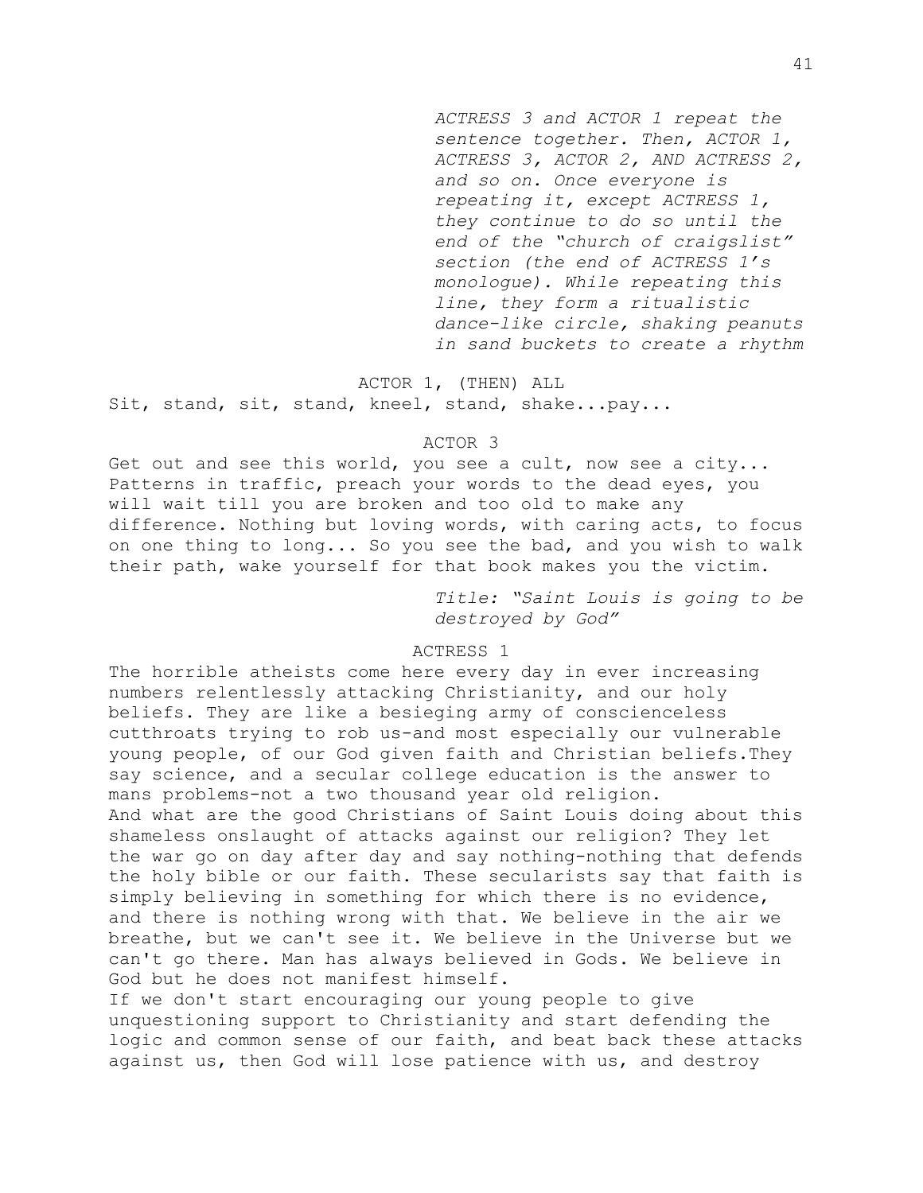*ACTRESS 3 and ACTOR 1 repeat the sentence together. Then, ACTOR 1, ACTRESS 3, ACTOR 2, AND ACTRESS 2, and so on. Once everyone is repeating it, except ACTRESS 1, they continue to do so until the end of the "church of craigslist" section (the end of ACTRESS 1's monologue). While repeating this line, they form a ritualistic dance-like circle, shaking peanuts in sand buckets to create a rhythm*

ACTOR 1, (THEN) ALL

Sit, stand, sit, stand, kneel, stand, shake...pay...

ACTOR 3

Get out and see this world, you see a cult, now see a city... Patterns in traffic, preach your words to the dead eyes, you will wait till you are broken and too old to make any difference. Nothing but loving words, with caring acts, to focus on one thing to long... So you see the bad, and you wish to walk their path, wake yourself for that book makes you the victim.

*Title: "Saint Louis is going to be destroyed by God"*

ACTRESS 1

The horrible atheists come here every day in ever increasing numbers relentlessly attacking Christianity, and our holy beliefs. They are like a besieging army of conscienceless cutthroats trying to rob us-and most especially our vulnerable young people, of our God given faith and Christian beliefs.They say science, and a secular college education is the answer to mans problems-not a two thousand year old religion.
And what are the good Christians of Saint Louis doing about this shameless onslaught of attacks against our religion? They let the war go on day after day and say nothing-nothing that defends the holy bible or our faith. These secularists say that faith is simply believing in something for which there is no evidence, and there is nothing wrong with that. We believe in the air we breathe, but we can't see it. We believe in the Universe but we can't go there. Man has always believed in Gods. We believe in God but he does not manifest himself.
If we don't start encouraging our young people to give unquestioning support to Christianity and start defending the logic and common sense of our faith, and beat back these attacks against us, then God will lose patience with us, and destroy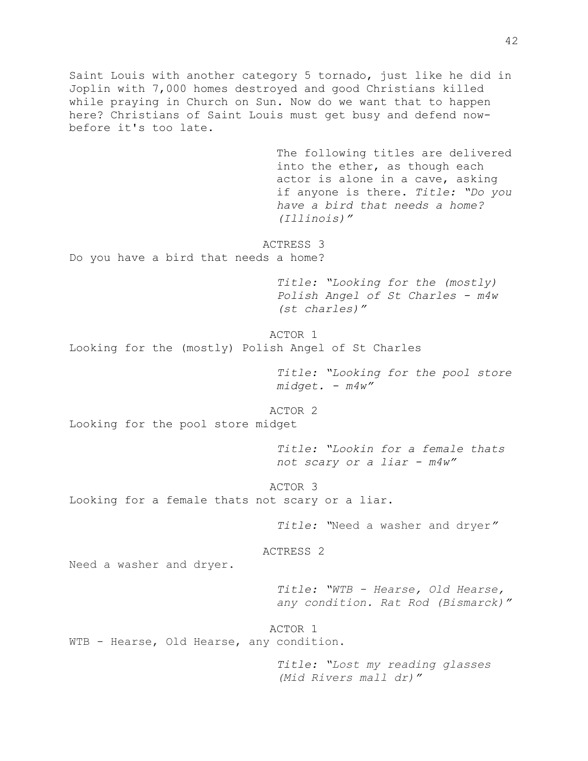Saint Louis with another category 5 tornado, just like he did in Joplin with 7,000 homes destroyed and good Christians killed while praying in Church on Sun. Now do we want that to happen here? Christians of Saint Louis must get busy and defend now-before it's too late.

The following titles are delivered into the ether, as though each actor is alone in a cave, asking if anyone is there. *Title: "Do you have a bird that needs a home? (Illinois)"*

ACTRESS 3

Do you have a bird that needs a home?

*Title: "Looking for the (mostly) Polish Angel of St Charles - m4w (st charles)"*

ACTOR 1

Looking for the (mostly) Polish Angel of St Charles

*Title: "Looking for the pool store midget. - m4w"*

ACTOR 2

Looking for the pool store midget

*Title: "Lookin for a female thats not scary or a liar - m4w"*

ACTOR 3

Looking for a female thats not scary or a liar.

*Title:* "Need a washer and dryer*"*

ACTRESS 2

Need a washer and dryer.

*Title: "WTB - Hearse, Old Hearse, any condition. Rat Rod (Bismarck)"*

ACTOR 1

WTB - Hearse, Old Hearse, any condition.

*Title: "Lost my reading glasses (Mid Rivers mall dr)"*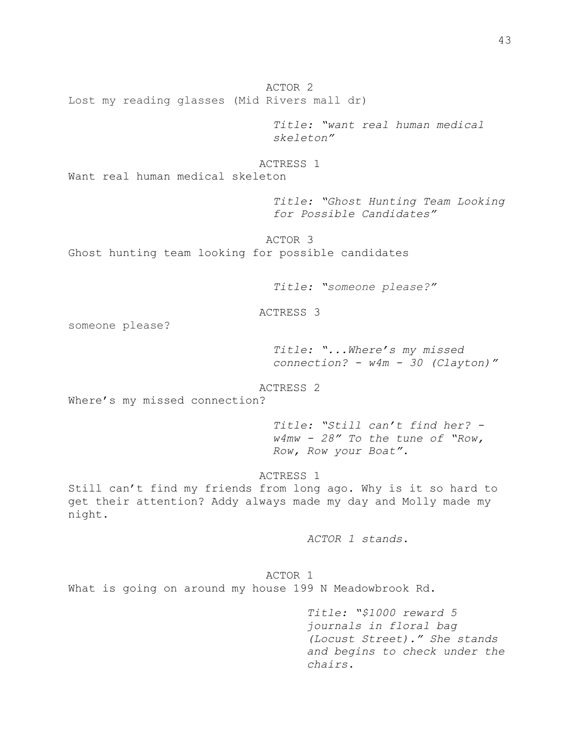ACTOR 2

Lost my reading glasses (Mid Rivers mall dr)

*Title: "want real human medical skeleton"*

ACTRESS 1

Want real human medical skeleton

*Title: "Ghost Hunting Team Looking for Possible Candidates"*

ACTOR 3

Ghost hunting team looking for possible candidates

*Title: "someone please?"*

ACTRESS 3

someone please?

*Title: "...Where's my missed connection? - w4m - 30 (Clayton)"*

ACTRESS 2

Where's my missed connection?

*Title: "Still can't find her? - w4mw - 28" To the tune of "Row, Row, Row your Boat".*

ACTRESS 1

Still can't find my friends from long ago. Why is it so hard to get their attention? Addy always made my day and Molly made my night.

*ACTOR 1 stands.*

ACTOR 1

What is going on around my house 199 N Meadowbrook Rd.

*Title: "$1000 reward 5 journals in floral bag (Locust Street)." She stands and begins to check under the chairs.*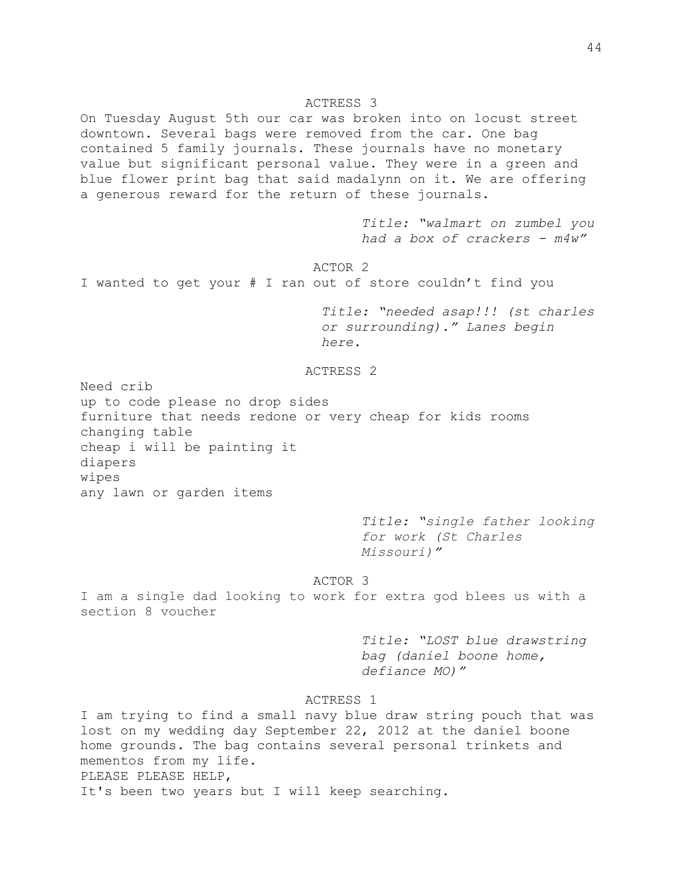ACTRESS 3

On Tuesday August 5th our car was broken into on locust street downtown. Several bags were removed from the car. One bag contained 5 family journals. These journals have no monetary value but significant personal value. They were in a green and blue flower print bag that said madalynn on it. We are offering a generous reward for the return of these journals.

*Title: "walmart on zumbel you had a box of crackers - m4w"*

ACTOR 2

I wanted to get your # I ran out of store couldn't find you

*Title: "needed asap!!! (st charles or surrounding)." Lanes begin here.*

ACTRESS 2

Need crib
up to code please no drop sides
furniture that needs redone or very cheap for kids rooms
changing table
cheap i will be painting it
diapers
wipes
any lawn or garden items

*Title: "single father looking for work (St Charles Missouri)"*

ACTOR 3

I am a single dad looking to work for extra god blees us with a section 8 voucher

*Title: "LOST blue drawstring bag (daniel boone home, defiance MO)"*

ACTRESS 1

I am trying to find a small navy blue draw string pouch that was lost on my wedding day September 22, 2012 at the daniel boone home grounds. The bag contains several personal trinkets and mementos from my life.
PLEASE PLEASE HELP,
It's been two years but I will keep searching.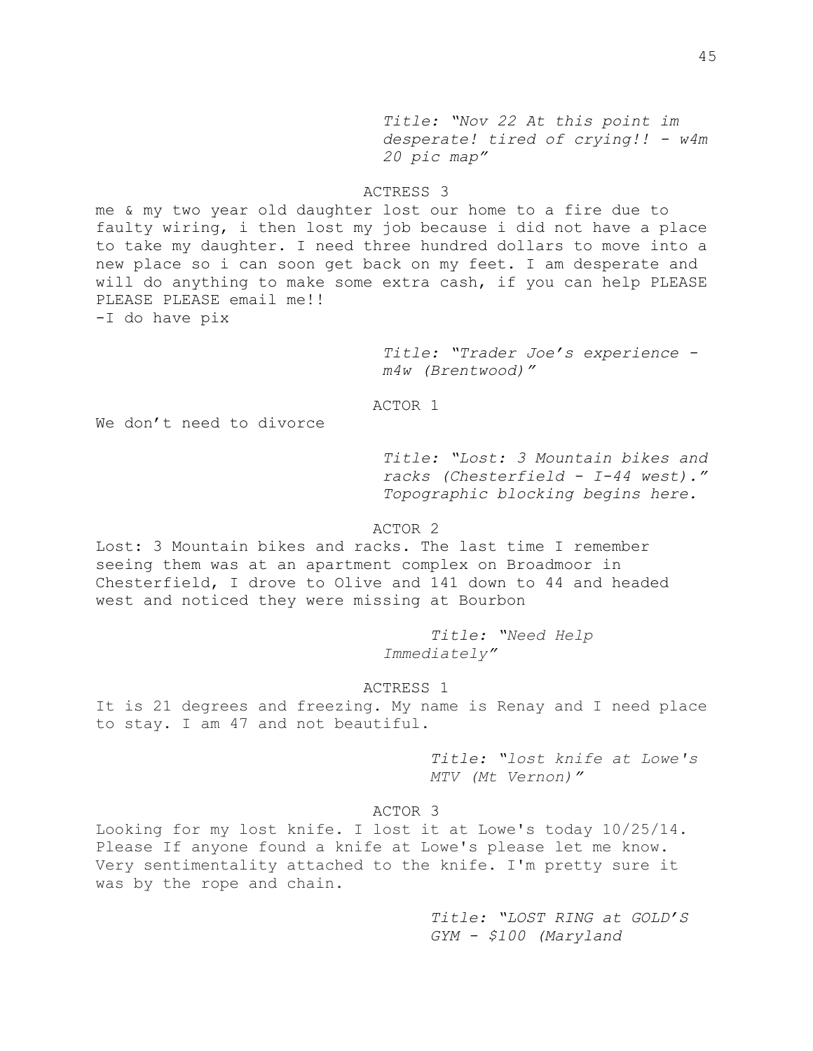*Title: "Nov 22 At this point im desperate! tired of crying!! - w4m 20 pic map"*

ACTRESS 3

me & my two year old daughter lost our home to a fire due to faulty wiring, i then lost my job because i did not have a place to take my daughter. I need three hundred dollars to move into a new place so i can soon get back on my feet. I am desperate and will do anything to make some extra cash, if you can help PLEASE PLEASE PLEASE email me!!
-I do have pix

*Title: "Trader Joe's experience - m4w (Brentwood)"*

ACTOR 1

We don't need to divorce

*Title: "Lost: 3 Mountain bikes and racks (Chesterfield - I-44 west)." Topographic blocking begins here.*

ACTOR 2

Lost: 3 Mountain bikes and racks. The last time I remember seeing them was at an apartment complex on Broadmoor in Chesterfield, I drove to Olive and 141 down to 44 and headed west and noticed they were missing at Bourbon

*Title: "Need Help Immediately"*

ACTRESS 1

It is 21 degrees and freezing. My name is Renay and I need place to stay. I am 47 and not beautiful.

*Title: "lost knife at Lowe's MTV (Mt Vernon)"*

ACTOR 3

Looking for my lost knife. I lost it at Lowe's today 10/25/14. Please If anyone found a knife at Lowe's please let me know. Very sentimentality attached to the knife. I'm pretty sure it was by the rope and chain.

*Title: "LOST RING at GOLD'S GYM - $100 (Maryland*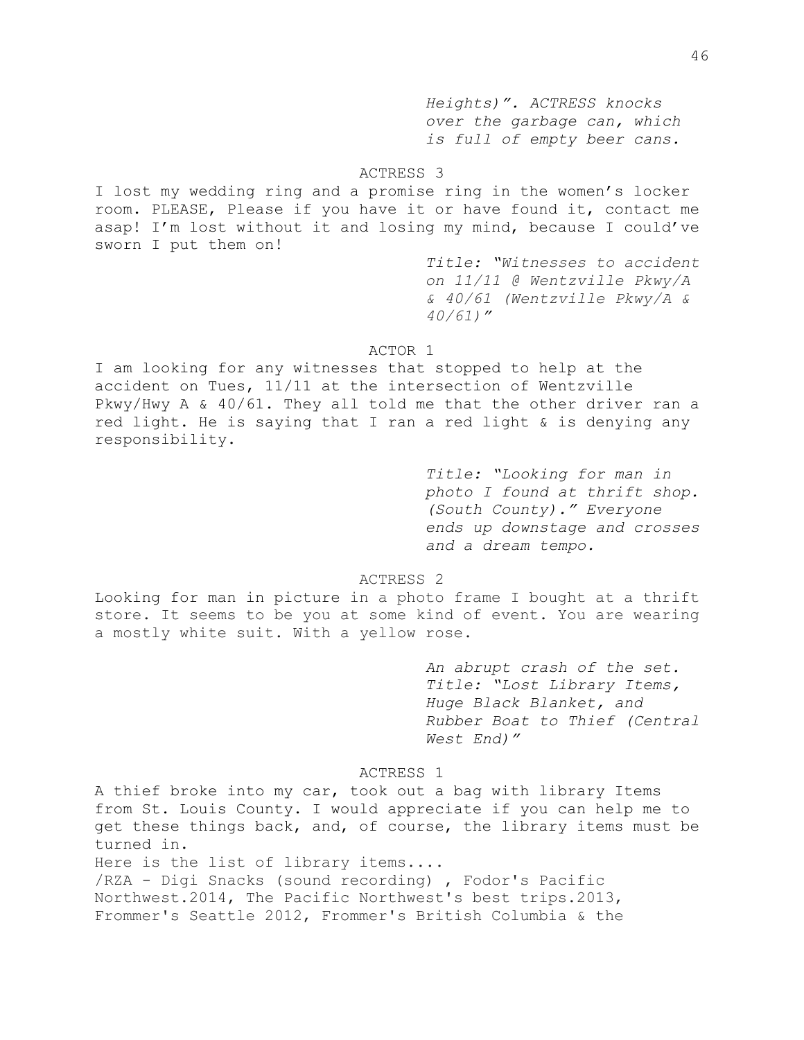*Heights)". ACTRESS knocks over the garbage can, which is full of empty beer cans.*

ACTRESS 3

I lost my wedding ring and a promise ring in the women's locker room. PLEASE, Please if you have it or have found it, contact me asap! I'm lost without it and losing my mind, because I could've sworn I put them on!

*Title: "Witnesses to accident on 11/11 @ Wentzville Pkwy/A & 40/61 (Wentzville Pkwy/A & 40/61)"*

ACTOR 1

I am looking for any witnesses that stopped to help at the accident on Tues, 11/11 at the intersection of Wentzville Pkwy/Hwy A & 40/61. They all told me that the other driver ran a red light. He is saying that I ran a red light & is denying any responsibility.

*Title: "Looking for man in photo I found at thrift shop. (South County)." Everyone ends up downstage and crosses and a dream tempo.*

ACTRESS 2

Looking for man in picture in a photo frame I bought at a thrift store. It seems to be you at some kind of event. You are wearing a mostly white suit. With a yellow rose.

*An abrupt crash of the set. Title: "Lost Library Items, Huge Black Blanket, and Rubber Boat to Thief (Central West End)"*

ACTRESS 1

A thief broke into my car, took out a bag with library Items from St. Louis County. I would appreciate if you can help me to get these things back, and, of course, the library items must be turned in.
Here is the list of library items....
/RZA - Digi Snacks (sound recording) , Fodor's Pacific Northwest.2014, The Pacific Northwest's best trips.2013, Frommer's Seattle 2012, Frommer's British Columbia & the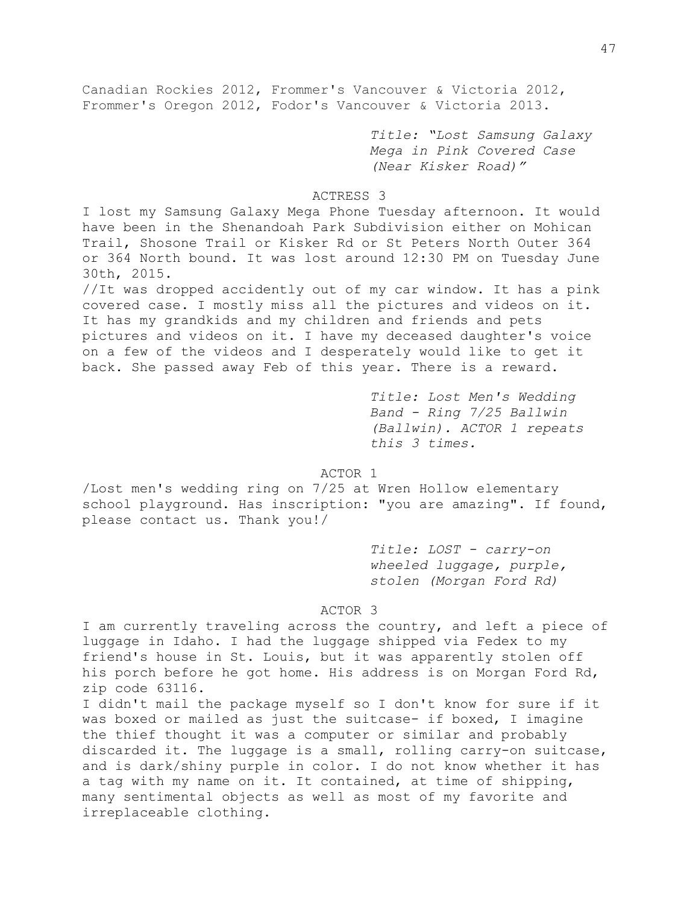Canadian Rockies 2012, Frommer's Vancouver & Victoria 2012, Frommer's Oregon 2012, Fodor's Vancouver & Victoria 2013.

*Title: "Lost Samsung Galaxy Mega in Pink Covered Case (Near Kisker Road)"*

ACTRESS 3

I lost my Samsung Galaxy Mega Phone Tuesday afternoon. It would have been in the Shenandoah Park Subdivision either on Mohican Trail, Shosone Trail or Kisker Rd or St Peters North Outer 364 or 364 North bound. It was lost around 12:30 PM on Tuesday June 30th, 2015.

//It was dropped accidently out of my car window. It has a pink covered case. I mostly miss all the pictures and videos on it. It has my grandkids and my children and friends and pets pictures and videos on it. I have my deceased daughter's voice on a few of the videos and I desperately would like to get it back. She passed away Feb of this year. There is a reward.

*Title: Lost Men's Wedding Band - Ring 7/25 Ballwin (Ballwin). ACTOR 1 repeats this 3 times.*

ACTOR 1

/Lost men's wedding ring on 7/25 at Wren Hollow elementary school playground. Has inscription: "you are amazing". If found, please contact us. Thank you!/

*Title: LOST - carry-on wheeled luggage, purple, stolen (Morgan Ford Rd)*

ACTOR 3

I am currently traveling across the country, and left a piece of luggage in Idaho. I had the luggage shipped via Fedex to my friend's house in St. Louis, but it was apparently stolen off his porch before he got home. His address is on Morgan Ford Rd, zip code 63116.

I didn't mail the package myself so I don't know for sure if it was boxed or mailed as just the suitcase- if boxed, I imagine the thief thought it was a computer or similar and probably discarded it. The luggage is a small, rolling carry-on suitcase, and is dark/shiny purple in color. I do not know whether it has a tag with my name on it. It contained, at time of shipping, many sentimental objects as well as most of my favorite and irreplaceable clothing.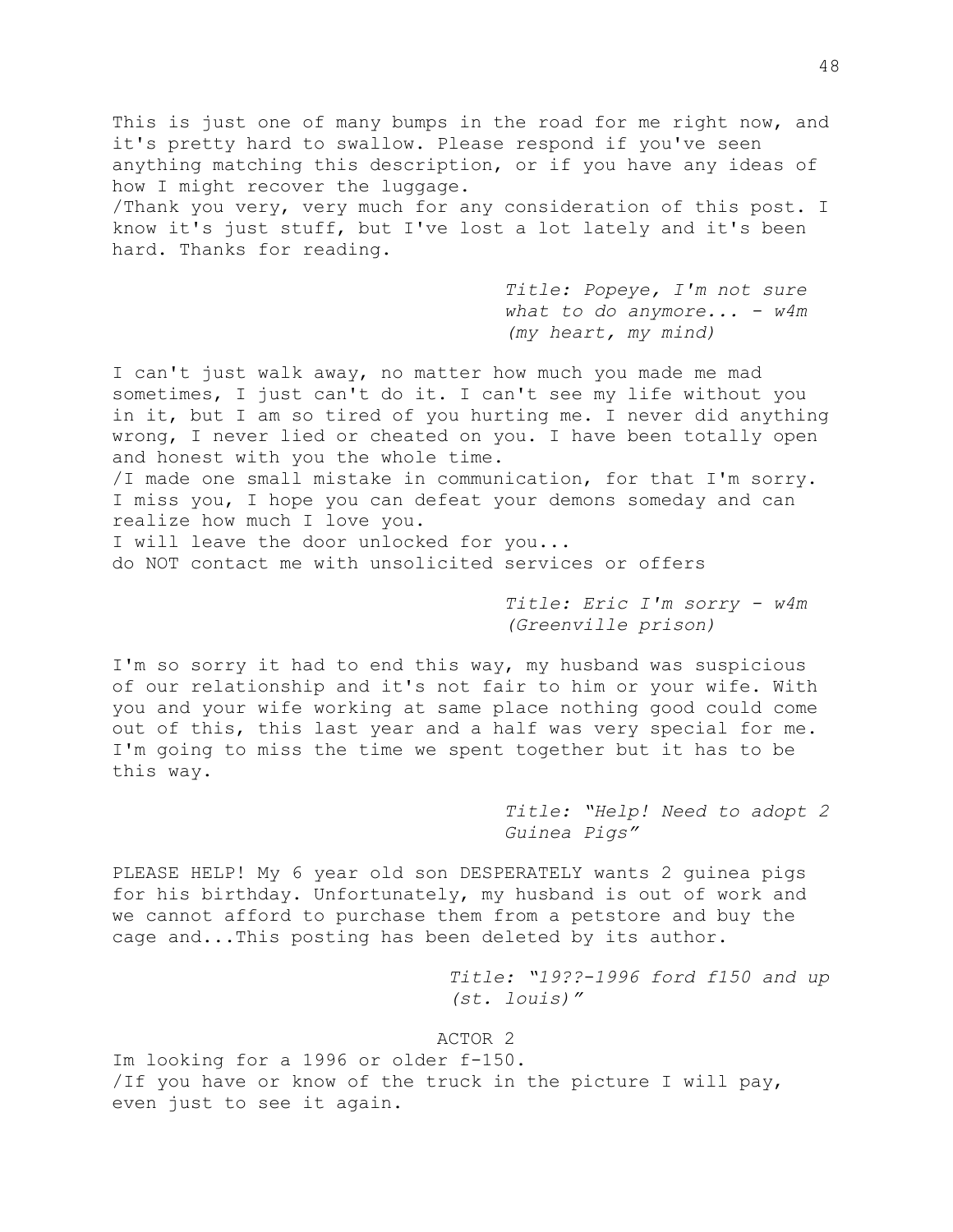This is just one of many bumps in the road for me right now, and it's pretty hard to swallow. Please respond if you've seen anything matching this description, or if you have any ideas of how I might recover the luggage.
/Thank you very, very much for any consideration of this post. I know it's just stuff, but I've lost a lot lately and it's been hard. Thanks for reading.

*Title: Popeye, I'm not sure what to do anymore... - w4m (my heart, my mind)*

I can't just walk away, no matter how much you made me mad sometimes, I just can't do it. I can't see my life without you in it, but I am so tired of you hurting me. I never did anything wrong, I never lied or cheated on you. I have been totally open and honest with you the whole time.
/I made one small mistake in communication, for that I'm sorry. I miss you, I hope you can defeat your demons someday and can realize how much I love you.
I will leave the door unlocked for you...
do NOT contact me with unsolicited services or offers

*Title: Eric I'm sorry - w4m (Greenville prison)*

I'm so sorry it had to end this way, my husband was suspicious of our relationship and it's not fair to him or your wife. With you and your wife working at same place nothing good could come out of this, this last year and a half was very special for me. I'm going to miss the time we spent together but it has to be this way.

*Title: "Help! Need to adopt 2 Guinea Pigs"*

PLEASE HELP! My 6 year old son DESPERATELY wants 2 guinea pigs for his birthday. Unfortunately, my husband is out of work and we cannot afford to purchase them from a petstore and buy the cage and...This posting has been deleted by its author.

*Title: "19??-1996 ford f150 and up (st. louis)"*

ACTOR 2

Im looking for a 1996 or older f-150.
/If you have or know of the truck in the picture I will pay, even just to see it again.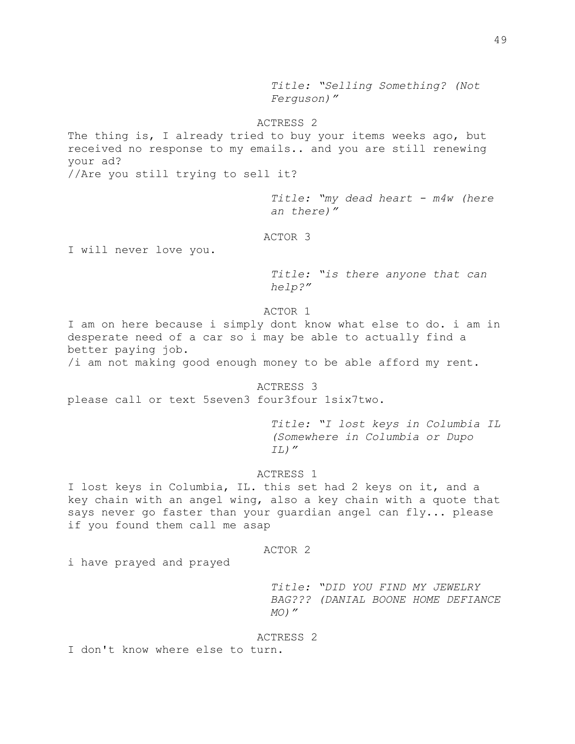*Title: "Selling Something? (Not Ferguson)"*

ACTRESS 2

The thing is, I already tried to buy your items weeks ago, but received no response to my emails.. and you are still renewing your ad?
//Are you still trying to sell it?

*Title: "my dead heart - m4w (here an there)"*

ACTOR 3

I will never love you.

*Title: "is there anyone that can help?"*

ACTOR 1

I am on here because i simply dont know what else to do. i am in desperate need of a car so i may be able to actually find a better paying job.
/i am not making good enough money to be able afford my rent.

ACTRESS 3

please call or text 5seven3 four3four 1six7two.

*Title: "I lost keys in Columbia IL (Somewhere in Columbia or Dupo IL)"*

ACTRESS 1

I lost keys in Columbia, IL. this set had 2 keys on it, and a key chain with an angel wing, also a key chain with a quote that says never go faster than your guardian angel can fly... please if you found them call me asap

ACTOR 2

i have prayed and prayed

*Title: "DID YOU FIND MY JEWELRY BAG??? (DANIAL BOONE HOME DEFIANCE MO)"*

ACTRESS 2

I don't know where else to turn.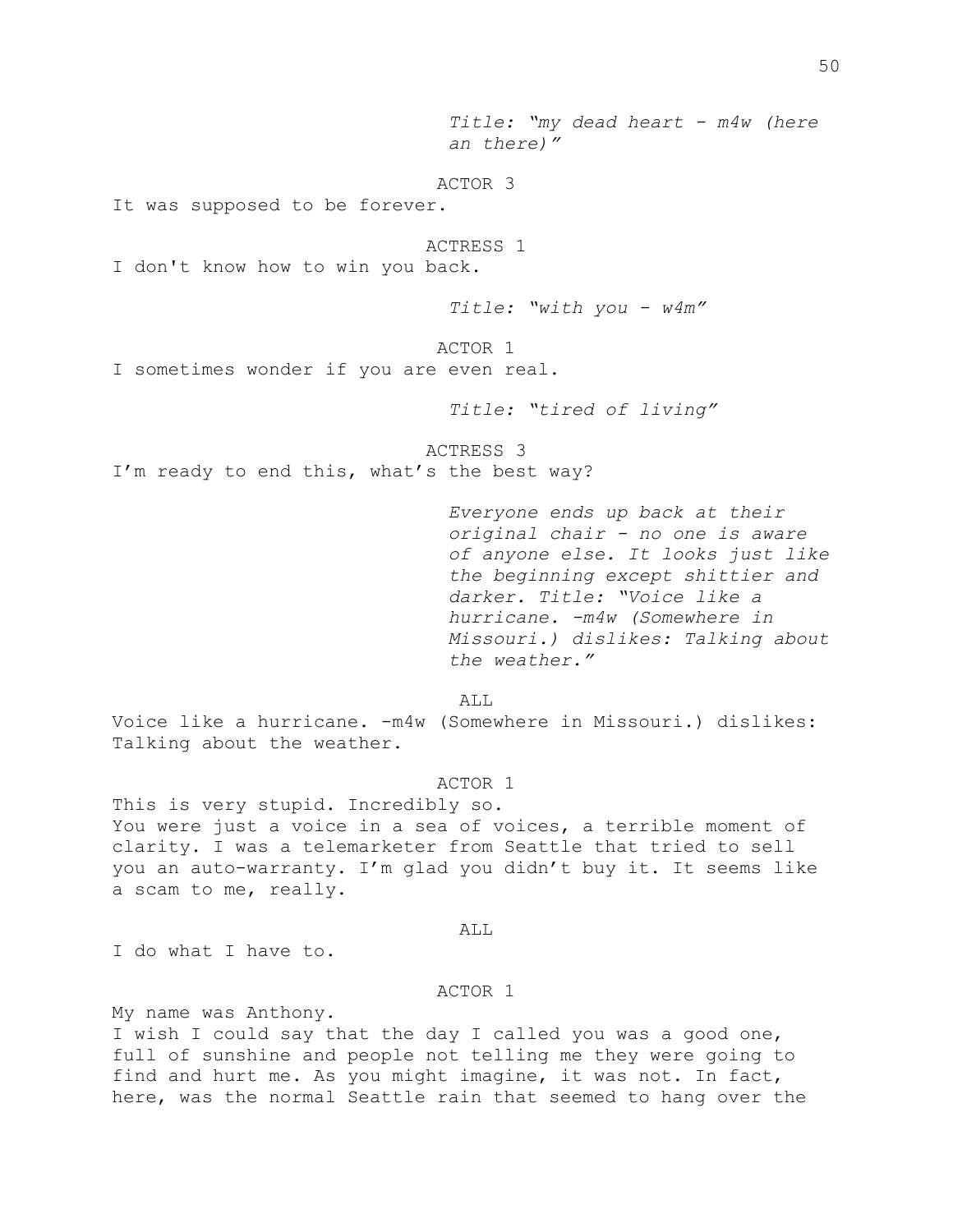*Title: "my dead heart - m4w (here an there)"*

ACTOR 3

It was supposed to be forever.

ACTRESS 1

I don't know how to win you back.

*Title: "with you - w4m"*

ACTOR 1

I sometimes wonder if you are even real.

*Title: "tired of living"*

ACTRESS 3

I'm ready to end this, what's the best way?

*Everyone ends up back at their original chair - no one is aware of anyone else. It looks just like the beginning except shittier and darker. Title: "Voice like a hurricane. -m4w (Somewhere in Missouri.) dislikes: Talking about the weather."*

ALL

Voice like a hurricane. -m4w (Somewhere in Missouri.) dislikes: Talking about the weather.

ACTOR 1

This is very stupid. Incredibly so.
You were just a voice in a sea of voices, a terrible moment of clarity. I was a telemarketer from Seattle that tried to sell you an auto-warranty. I'm glad you didn't buy it. It seems like a scam to me, really.

ALL

I do what I have to.

ACTOR 1

My name was Anthony.
I wish I could say that the day I called you was a good one, full of sunshine and people not telling me they were going to find and hurt me. As you might imagine, it was not. In fact, here, was the normal Seattle rain that seemed to hang over the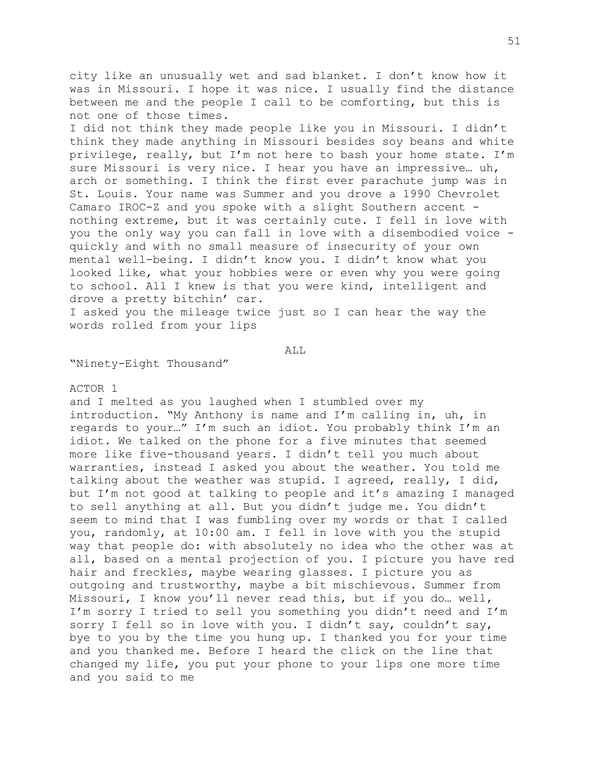city like an unusually wet and sad blanket. I don't know how it was in Missouri. I hope it was nice. I usually find the distance between me and the people I call to be comforting, but this is not one of those times.

I did not think they made people like you in Missouri. I didn't think they made anything in Missouri besides soy beans and white privilege, really, but I'm not here to bash your home state. I'm sure Missouri is very nice. I hear you have an impressive… uh, arch or something. I think the first ever parachute jump was in St. Louis. Your name was Summer and you drove a 1990 Chevrolet Camaro IROC-Z and you spoke with a slight Southern accent - nothing extreme, but it was certainly cute. I fell in love with you the only way you can fall in love with a disembodied voice - quickly and with no small measure of insecurity of your own mental well-being. I didn't know you. I didn't know what you looked like, what your hobbies were or even why you were going to school. All I knew is that you were kind, intelligent and drove a pretty bitchin' car.

I asked you the mileage twice just so I can hear the way the words rolled from your lips

ALL

"Ninety-Eight Thousand"

ACTOR 1

and I melted as you laughed when I stumbled over my introduction. "My Anthony is name and I'm calling in, uh, in regards to your…" I'm such an idiot. You probably think I'm an idiot. We talked on the phone for a five minutes that seemed more like five-thousand years. I didn't tell you much about warranties, instead I asked you about the weather. You told me talking about the weather was stupid. I agreed, really, I did, but I'm not good at talking to people and it's amazing I managed to sell anything at all. But you didn't judge me. You didn't seem to mind that I was fumbling over my words or that I called you, randomly, at 10:00 am. I fell in love with you the stupid way that people do: with absolutely no idea who the other was at all, based on a mental projection of you. I picture you have red hair and freckles, maybe wearing glasses. I picture you as outgoing and trustworthy, maybe a bit mischievous. Summer from Missouri, I know you'll never read this, but if you do… well, I'm sorry I tried to sell you something you didn't need and I'm sorry I fell so in love with you. I didn't say, couldn't say, bye to you by the time you hung up. I thanked you for your time and you thanked me. Before I heard the click on the line that changed my life, you put your phone to your lips one more time and you said to me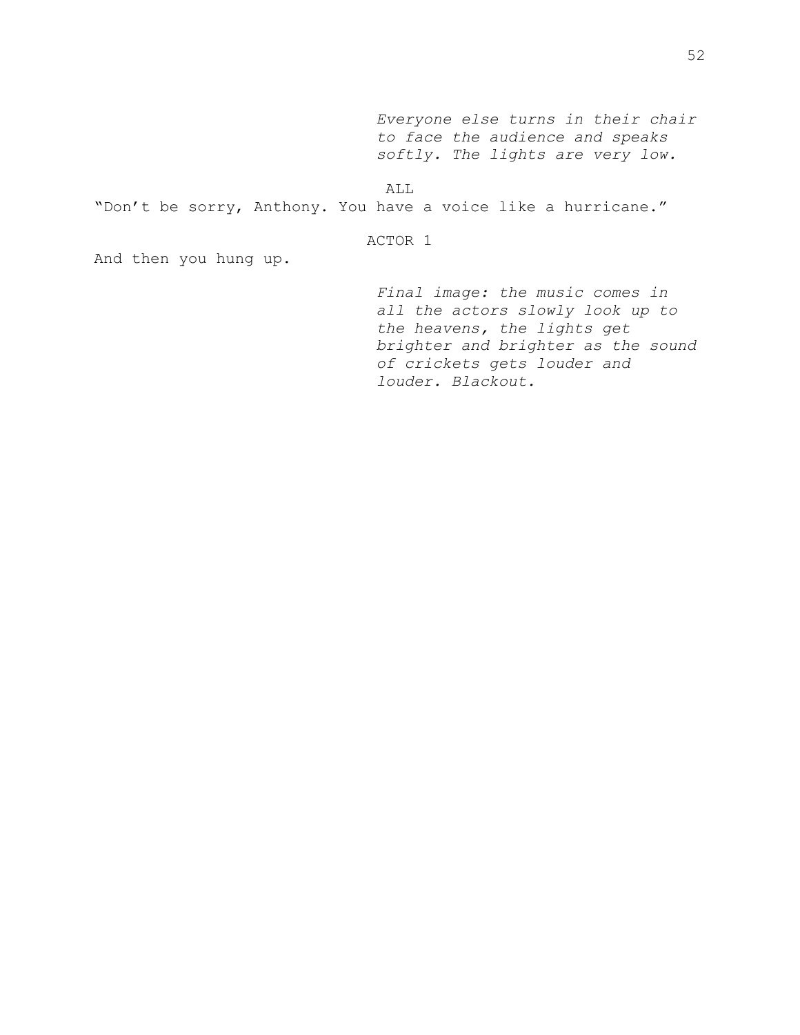*Everyone else turns in their chair to face the audience and speaks softly. The lights are very low.*

ALL

"Don't be sorry, Anthony. You have a voice like a hurricane."

ACTOR 1

And then you hung up.

*Final image: the music comes in all the actors slowly look up to the heavens, the lights get brighter and brighter as the sound of crickets gets louder and louder. Blackout.*